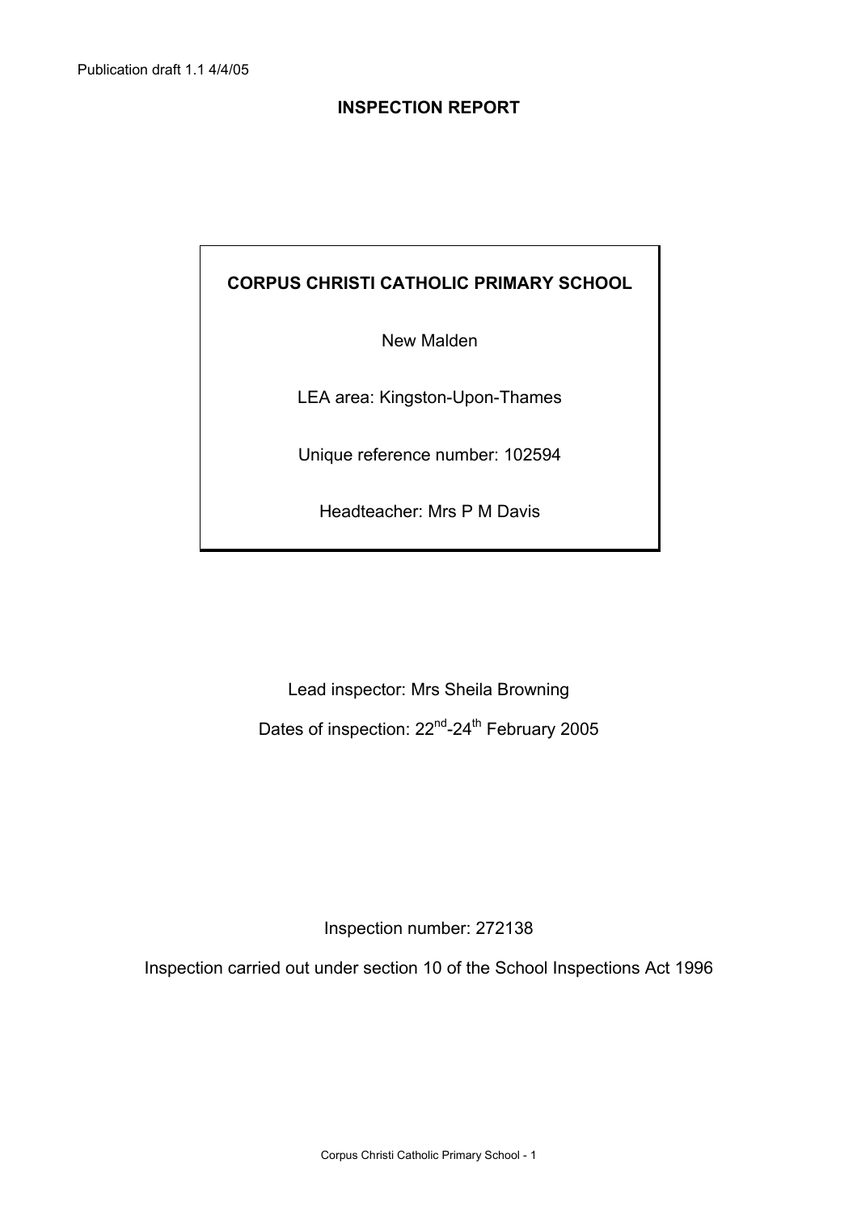Publication draft 1.1 4/4/05

# INSPECTION REPORT

**CORPUS CHRISTI CATHOLIC PRIMARY SCHOOL**

New Malden

LEA area: Kingston-Upon-Thames

Unique reference number: 102594

Headteacher: Mrs P M Davis

Lead inspector: Mrs Sheila Browning

Dates of inspection: 22nd-24th February 2005

Inspection number: 272138

Inspection carried out under section 10 of the School Inspections Act 1996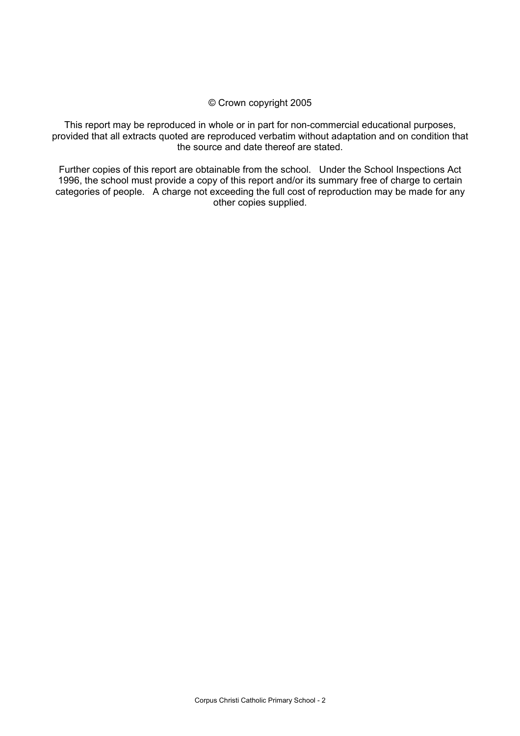© Crown copyright 2005

This report may be reproduced in whole or in part for non-commercial educational purposes, provided that all extracts quoted are reproduced verbatim without adaptation and on condition that the source and date thereof are stated.

Further copies of this report are obtainable from the school. Under the School Inspections Act 1996, the school must provide a copy of this report and/or its summary free of charge to certain categories of people. A charge not exceeding the full cost of reproduction may be made for any other copies supplied.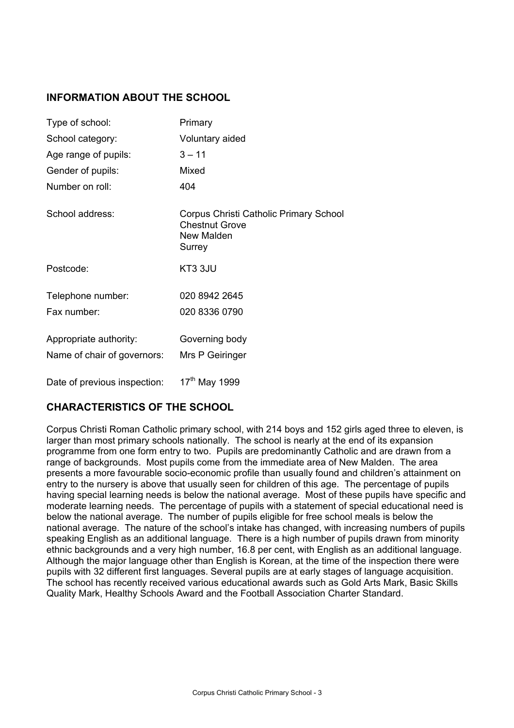## INFORMATION ABOUT THE SCHOOL

| | |
|---|---|
| Type of school: | Primary |
| School category: | Voluntary aided |
| Age range of pupils: | 3 – 11 |
| Gender of pupils: | Mixed |
| Number on roll: | 404 |
| School address: | Corpus Christi Catholic Primary School<br>Chestnut Grove<br>New Malden<br>Surrey |
| Postcode: | KT3 3JU |
| Telephone number: | 020 8942 2645 |
| Fax number: | 020 8336 0790 |
| Appropriate authority: | Governing body |
| Name of chair of governors: | Mrs P Geiringer |
| Date of previous inspection: | 17th May 1999 |

## CHARACTERISTICS OF THE SCHOOL

Corpus Christi Roman Catholic primary school, with 214 boys and 152 girls aged three to eleven, is larger than most primary schools nationally. The school is nearly at the end of its expansion programme from one form entry to two. Pupils are predominantly Catholic and are drawn from a range of backgrounds. Most pupils come from the immediate area of New Malden. The area presents a more favourable socio-economic profile than usually found and children's attainment on entry to the nursery is above that usually seen for children of this age. The percentage of pupils having special learning needs is below the national average. Most of these pupils have specific and moderate learning needs. The percentage of pupils with a statement of special educational need is below the national average. The number of pupils eligible for free school meals is below the national average. The nature of the school's intake has changed, with increasing numbers of pupils speaking English as an additional language. There is a high number of pupils drawn from minority ethnic backgrounds and a very high number, 16.8 per cent, with English as an additional language. Although the major language other than English is Korean, at the time of the inspection there were pupils with 32 different first languages. Several pupils are at early stages of language acquisition. The school has recently received various educational awards such as Gold Arts Mark, Basic Skills Quality Mark, Healthy Schools Award and the Football Association Charter Standard.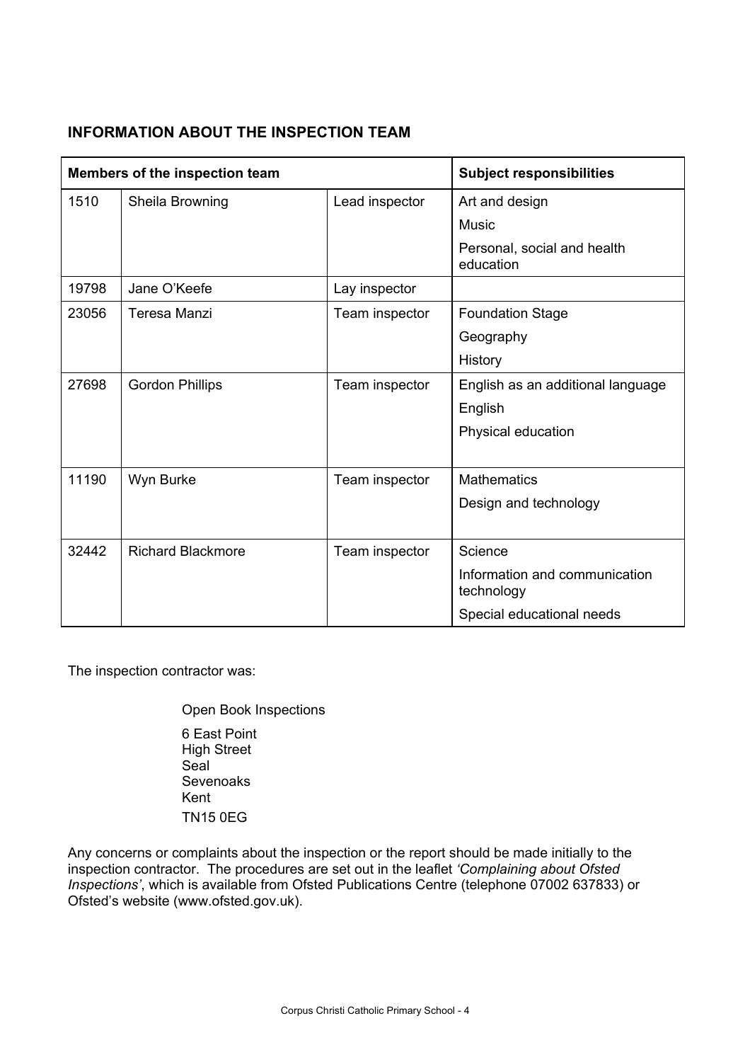## INFORMATION ABOUT THE INSPECTION TEAM

| Members of the inspection team | | | Subject responsibilities |
|---|---|---|---|
| 1510 | Sheila Browning | Lead inspector | Art and design<br>Music<br>Personal, social and health education |
| 19798 | Jane O'Keefe | Lay inspector | |
| 23056 | Teresa Manzi | Team inspector | Foundation Stage<br>Geography<br>History |
| 27698 | Gordon Phillips | Team inspector | English as an additional language<br>English<br>Physical education |
| 11190 | Wyn Burke | Team inspector | Mathematics<br>Design and technology |
| 32442 | Richard Blackmore | Team inspector | Science<br>Information and communication technology<br>Special educational needs |

The inspection contractor was:

Open Book Inspections

6 East Point
High Street
Seal
Sevenoaks
Kent
TN15 0EG

Any concerns or complaints about the inspection or the report should be made initially to the inspection contractor. The procedures are set out in the leaflet *'Complaining about Ofsted Inspections'*, which is available from Ofsted Publications Centre (telephone 07002 637833) or Ofsted's website (www.ofsted.gov.uk).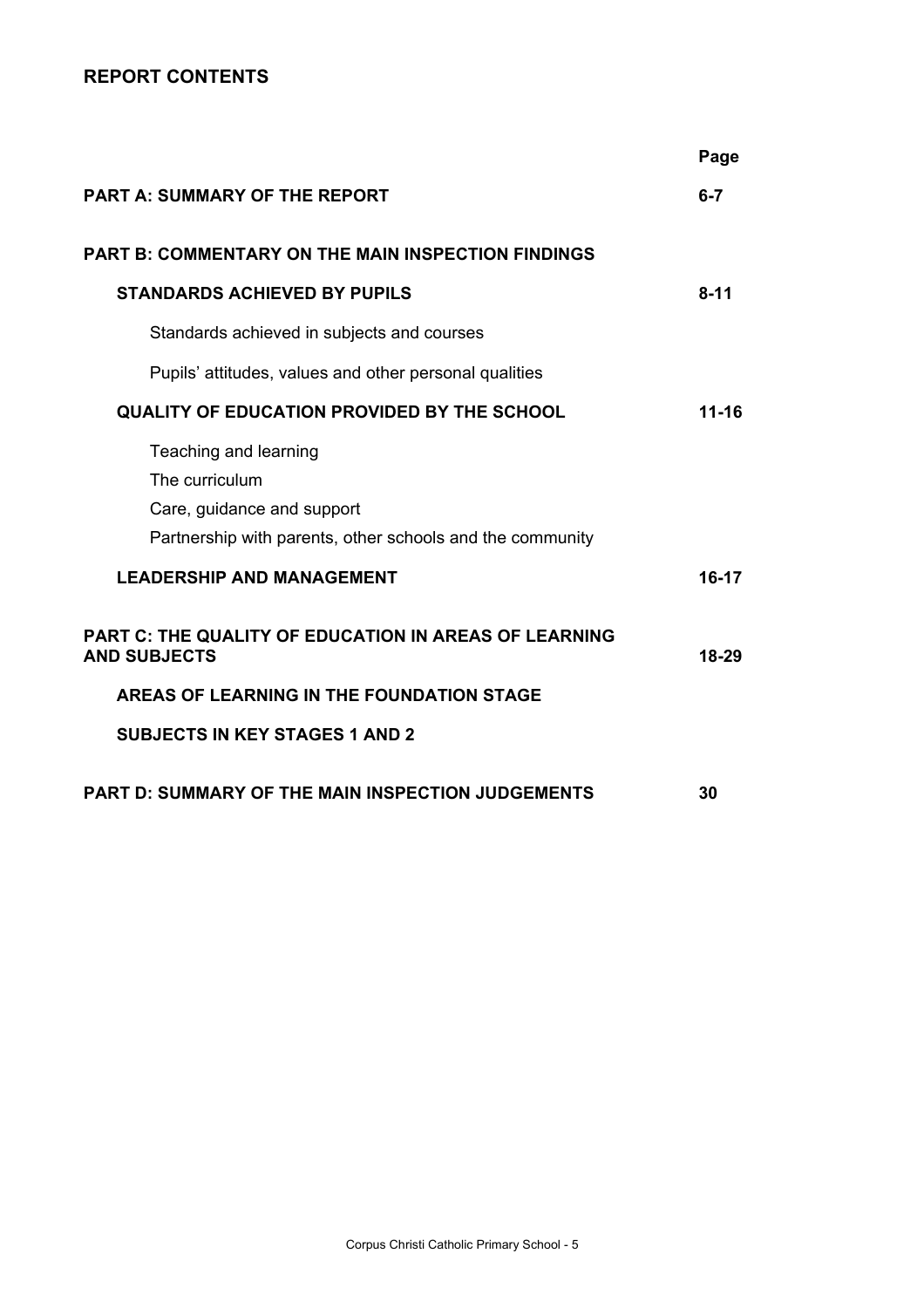## REPORT CONTENTS

| | Page |
|---|---|
| **PART A: SUMMARY OF THE REPORT** | **6-7** |
| **PART B: COMMENTARY ON THE MAIN INSPECTION FINDINGS** | |
| **STANDARDS ACHIEVED BY PUPILS** | **8-11** |
| Standards achieved in subjects and courses | |
| Pupils' attitudes, values and other personal qualities | |
| **QUALITY OF EDUCATION PROVIDED BY THE SCHOOL** | **11-16** |
| Teaching and learning | |
| The curriculum | |
| Care, guidance and support | |
| Partnership with parents, other schools and the community | |
| **LEADERSHIP AND MANAGEMENT** | **16-17** |
| **PART C: THE QUALITY OF EDUCATION IN AREAS OF LEARNING AND SUBJECTS** | **18-29** |
| **AREAS OF LEARNING IN THE FOUNDATION STAGE** | |
| **SUBJECTS IN KEY STAGES 1 AND 2** | |
| **PART D: SUMMARY OF THE MAIN INSPECTION JUDGEMENTS** | **30** |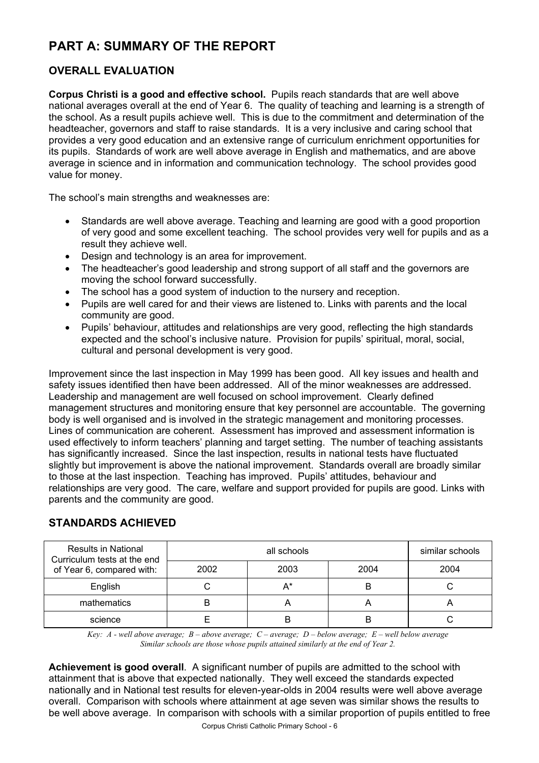# PART A: SUMMARY OF THE REPORT

## OVERALL EVALUATION

**Corpus Christi is a good and effective school.** Pupils reach standards that are well above national averages overall at the end of Year 6. The quality of teaching and learning is a strength of the school. As a result pupils achieve well. This is due to the commitment and determination of the headteacher, governors and staff to raise standards. It is a very inclusive and caring school that provides a very good education and an extensive range of curriculum enrichment opportunities for its pupils. Standards of work are well above average in English and mathematics, and are above average in science and in information and communication technology. The school provides good value for money.

The school's main strengths and weaknesses are:

- Standards are well above average. Teaching and learning are good with a good proportion of very good and some excellent teaching. The school provides very well for pupils and as a result they achieve well.
- Design and technology is an area for improvement.
- The headteacher's good leadership and strong support of all staff and the governors are moving the school forward successfully.
- The school has a good system of induction to the nursery and reception.
- Pupils are well cared for and their views are listened to. Links with parents and the local community are good.
- Pupils' behaviour, attitudes and relationships are very good, reflecting the high standards expected and the school's inclusive nature. Provision for pupils' spiritual, moral, social, cultural and personal development is very good.

Improvement since the last inspection in May 1999 has been good. All key issues and health and safety issues identified then have been addressed. All of the minor weaknesses are addressed. Leadership and management are well focused on school improvement. Clearly defined management structures and monitoring ensure that key personnel are accountable. The governing body is well organised and is involved in the strategic management and monitoring processes. Lines of communication are coherent. Assessment has improved and assessment information is used effectively to inform teachers' planning and target setting. The number of teaching assistants has significantly increased. Since the last inspection, results in national tests have fluctuated slightly but improvement is above the national improvement. Standards overall are broadly similar to those at the last inspection. Teaching has improved. Pupils' attitudes, behaviour and relationships are very good. The care, welfare and support provided for pupils are good. Links with parents and the community are good.

## STANDARDS ACHIEVED

| Results in National Curriculum tests at the end of Year 6, compared with: | all schools | | | similar schools |
|---|---|---|---|---|
| | 2002 | 2003 | 2004 | 2004 |
| English | C | A* | B | C |
| mathematics | B | A | A | A |
| science | E | B | B | C |

*Key: A - well above average; B – above average; C – average; D – below average; E – well below average*
*Similar schools are those whose pupils attained similarly at the end of Year 2.*

**Achievement is good overall**. A significant number of pupils are admitted to the school with attainment that is above that expected nationally. They well exceed the standards expected nationally and in National test results for eleven-year-olds in 2004 results were well above average overall. Comparison with schools where attainment at age seven was similar shows the results to be well above average. In comparison with schools with a similar proportion of pupils entitled to free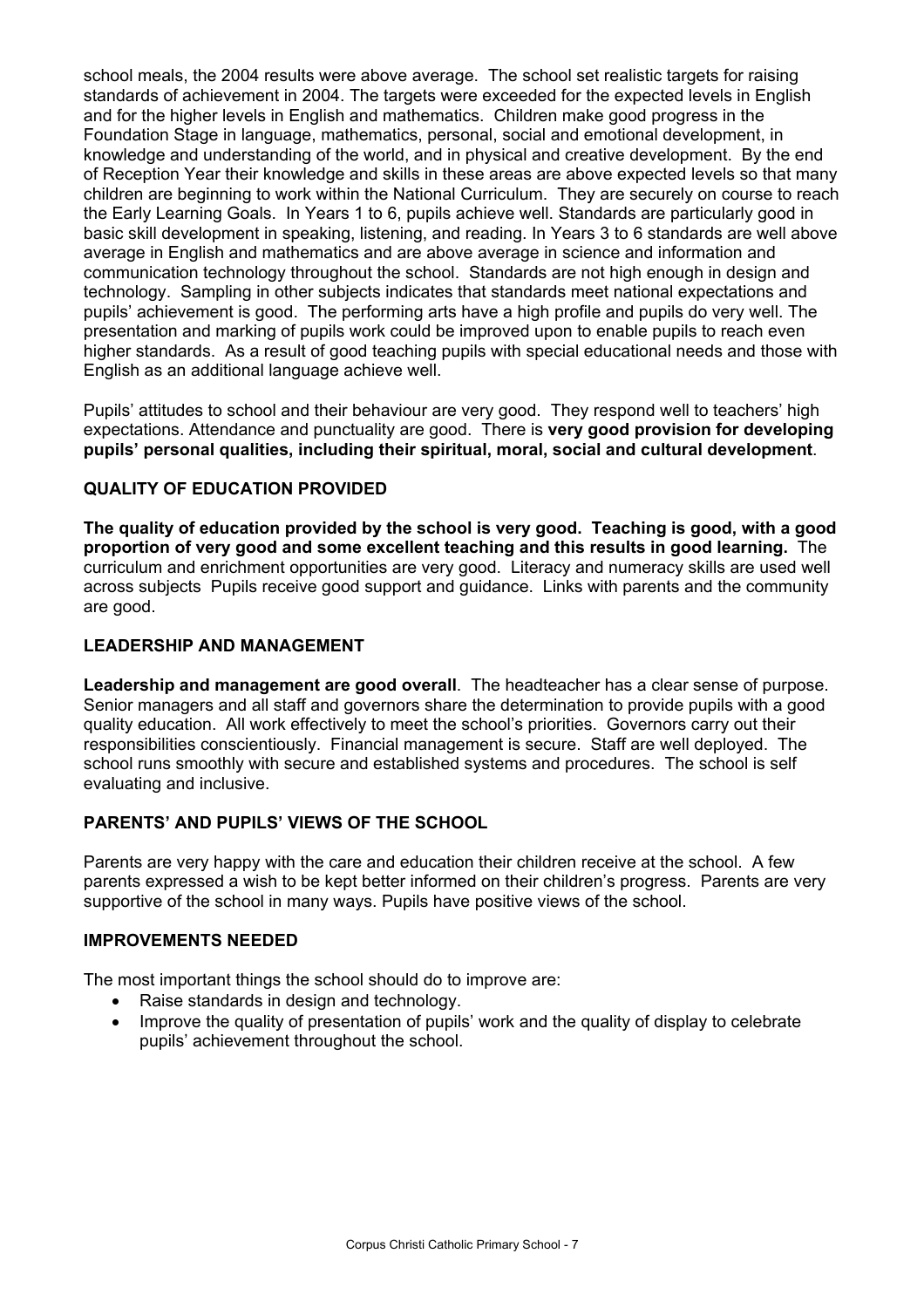school meals, the 2004 results were above average. The school set realistic targets for raising standards of achievement in 2004. The targets were exceeded for the expected levels in English and for the higher levels in English and mathematics. Children make good progress in the Foundation Stage in language, mathematics, personal, social and emotional development, in knowledge and understanding of the world, and in physical and creative development. By the end of Reception Year their knowledge and skills in these areas are above expected levels so that many children are beginning to work within the National Curriculum. They are securely on course to reach the Early Learning Goals. In Years 1 to 6, pupils achieve well. Standards are particularly good in basic skill development in speaking, listening, and reading. In Years 3 to 6 standards are well above average in English and mathematics and are above average in science and information and communication technology throughout the school. Standards are not high enough in design and technology. Sampling in other subjects indicates that standards meet national expectations and pupils' achievement is good. The performing arts have a high profile and pupils do very well. The presentation and marking of pupils work could be improved upon to enable pupils to reach even higher standards. As a result of good teaching pupils with special educational needs and those with English as an additional language achieve well.

Pupils' attitudes to school and their behaviour are very good. They respond well to teachers' high expectations. Attendance and punctuality are good. There is **very good provision for developing pupils' personal qualities, including their spiritual, moral, social and cultural development**.

## QUALITY OF EDUCATION PROVIDED

**The quality of education provided by the school is very good. Teaching is good, with a good proportion of very good and some excellent teaching and this results in good learning.** The curriculum and enrichment opportunities are very good. Literacy and numeracy skills are used well across subjects Pupils receive good support and guidance. Links with parents and the community are good.

## LEADERSHIP AND MANAGEMENT

**Leadership and management are good overall**. The headteacher has a clear sense of purpose. Senior managers and all staff and governors share the determination to provide pupils with a good quality education. All work effectively to meet the school's priorities. Governors carry out their responsibilities conscientiously. Financial management is secure. Staff are well deployed. The school runs smoothly with secure and established systems and procedures. The school is self evaluating and inclusive.

## PARENTS' AND PUPILS' VIEWS OF THE SCHOOL

Parents are very happy with the care and education their children receive at the school. A few parents expressed a wish to be kept better informed on their children's progress. Parents are very supportive of the school in many ways. Pupils have positive views of the school.

## IMPROVEMENTS NEEDED

The most important things the school should do to improve are:

- Raise standards in design and technology.
- Improve the quality of presentation of pupils' work and the quality of display to celebrate pupils' achievement throughout the school.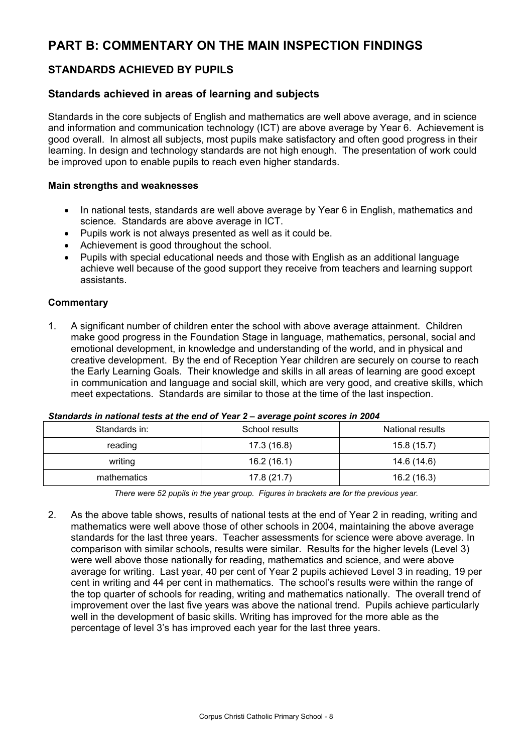# PART B: COMMENTARY ON THE MAIN INSPECTION FINDINGS

## STANDARDS ACHIEVED BY PUPILS

### Standards achieved in areas of learning and subjects

Standards in the core subjects of English and mathematics are well above average, and in science and information and communication technology (ICT) are above average by Year 6. Achievement is good overall. In almost all subjects, most pupils make satisfactory and often good progress in their learning. In design and technology standards are not high enough. The presentation of work could be improved upon to enable pupils to reach even higher standards.

**Main strengths and weaknesses**

- In national tests, standards are well above average by Year 6 in English, mathematics and science. Standards are above average in ICT.
- Pupils work is not always presented as well as it could be.
- Achievement is good throughout the school.
- Pupils with special educational needs and those with English as an additional language achieve well because of the good support they receive from teachers and learning support assistants.

**Commentary**

1. A significant number of children enter the school with above average attainment. Children make good progress in the Foundation Stage in language, mathematics, personal, social and emotional development, in knowledge and understanding of the world, and in physical and creative development. By the end of Reception Year children are securely on course to reach the Early Learning Goals. Their knowledge and skills in all areas of learning are good except in communication and language and social skill, which are very good, and creative skills, which meet expectations. Standards are similar to those at the time of the last inspection.

***Standards in national tests at the end of Year 2 – average point scores in 2004***

| Standards in: | School results | National results |
|---|---|---|
| reading | 17.3 (16.8) | 15.8 (15.7) |
| writing | 16.2 (16.1) | 14.6 (14.6) |
| mathematics | 17.8 (21.7) | 16.2 (16.3) |

*There were 52 pupils in the year group. Figures in brackets are for the previous year.*

2. As the above table shows, results of national tests at the end of Year 2 in reading, writing and mathematics were well above those of other schools in 2004, maintaining the above average standards for the last three years. Teacher assessments for science were above average. In comparison with similar schools, results were similar. Results for the higher levels (Level 3) were well above those nationally for reading, mathematics and science, and were above average for writing. Last year, 40 per cent of Year 2 pupils achieved Level 3 in reading, 19 per cent in writing and 44 per cent in mathematics. The school's results were within the range of the top quarter of schools for reading, writing and mathematics nationally. The overall trend of improvement over the last five years was above the national trend. Pupils achieve particularly well in the development of basic skills. Writing has improved for the more able as the percentage of level 3's has improved each year for the last three years.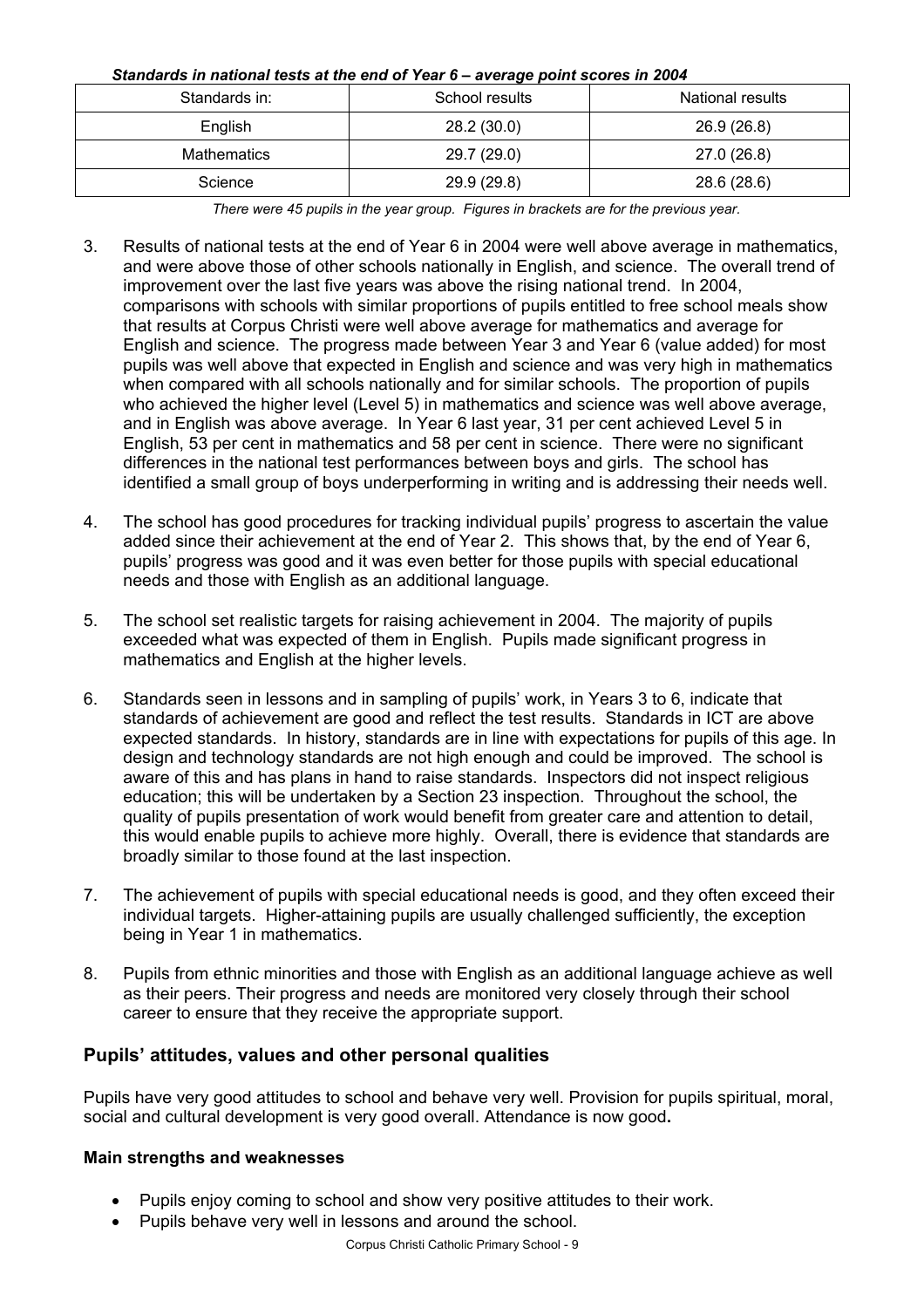*Standards in national tests at the end of Year 6 – average point scores in 2004*

| Standards in: | School results | National results |
|---|---|---|
| English | 28.2 (30.0) | 26.9 (26.8) |
| Mathematics | 29.7 (29.0) | 27.0 (26.8) |
| Science | 29.9 (29.8) | 28.6 (28.6) |

*There were 45 pupils in the year group. Figures in brackets are for the previous year.*

3. Results of national tests at the end of Year 6 in 2004 were well above average in mathematics, and were above those of other schools nationally in English, and science. The overall trend of improvement over the last five years was above the rising national trend. In 2004, comparisons with schools with similar proportions of pupils entitled to free school meals show that results at Corpus Christi were well above average for mathematics and average for English and science. The progress made between Year 3 and Year 6 (value added) for most pupils was well above that expected in English and science and was very high in mathematics when compared with all schools nationally and for similar schools. The proportion of pupils who achieved the higher level (Level 5) in mathematics and science was well above average, and in English was above average. In Year 6 last year, 31 per cent achieved Level 5 in English, 53 per cent in mathematics and 58 per cent in science. There were no significant differences in the national test performances between boys and girls. The school has identified a small group of boys underperforming in writing and is addressing their needs well.

4. The school has good procedures for tracking individual pupils' progress to ascertain the value added since their achievement at the end of Year 2. This shows that, by the end of Year 6, pupils' progress was good and it was even better for those pupils with special educational needs and those with English as an additional language.

5. The school set realistic targets for raising achievement in 2004. The majority of pupils exceeded what was expected of them in English. Pupils made significant progress in mathematics and English at the higher levels.

6. Standards seen in lessons and in sampling of pupils' work, in Years 3 to 6, indicate that standards of achievement are good and reflect the test results. Standards in ICT are above expected standards. In history, standards are in line with expectations for pupils of this age. In design and technology standards are not high enough and could be improved. The school is aware of this and has plans in hand to raise standards. Inspectors did not inspect religious education; this will be undertaken by a Section 23 inspection. Throughout the school, the quality of pupils presentation of work would benefit from greater care and attention to detail, this would enable pupils to achieve more highly. Overall, there is evidence that standards are broadly similar to those found at the last inspection.

7. The achievement of pupils with special educational needs is good, and they often exceed their individual targets. Higher-attaining pupils are usually challenged sufficiently, the exception being in Year 1 in mathematics.

8. Pupils from ethnic minorities and those with English as an additional language achieve as well as their peers. Their progress and needs are monitored very closely through their school career to ensure that they receive the appropriate support.

## Pupils' attitudes, values and other personal qualities

Pupils have very good attitudes to school and behave very well. Provision for pupils spiritual, moral, social and cultural development is very good overall. Attendance is now good**.**

### Main strengths and weaknesses

- Pupils enjoy coming to school and show very positive attitudes to their work.
- Pupils behave very well in lessons and around the school.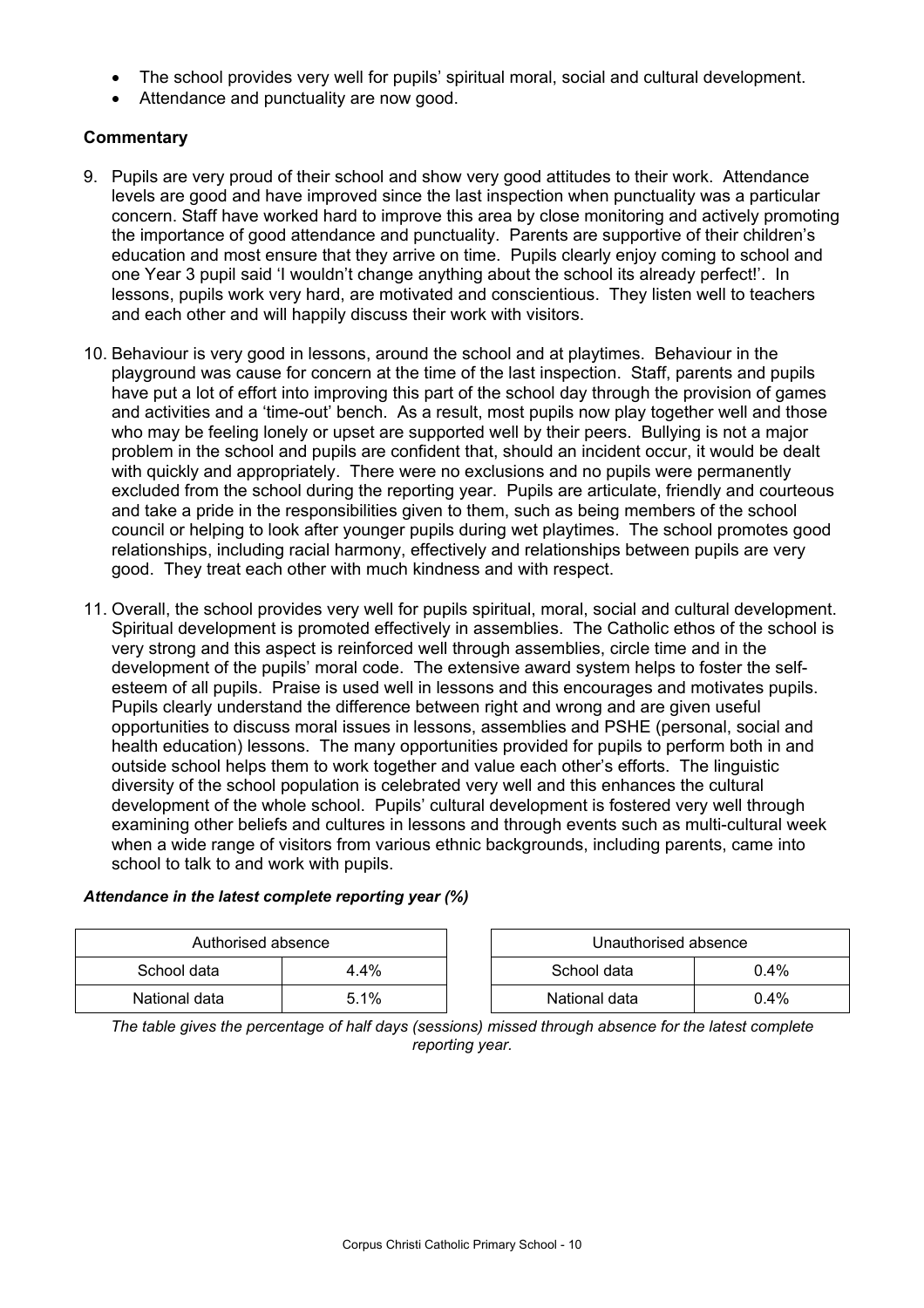- The school provides very well for pupils' spiritual moral, social and cultural development.
- Attendance and punctuality are now good.

**Commentary**

9. Pupils are very proud of their school and show very good attitudes to their work. Attendance levels are good and have improved since the last inspection when punctuality was a particular concern. Staff have worked hard to improve this area by close monitoring and actively promoting the importance of good attendance and punctuality. Parents are supportive of their children's education and most ensure that they arrive on time. Pupils clearly enjoy coming to school and one Year 3 pupil said 'I wouldn't change anything about the school its already perfect!'. In lessons, pupils work very hard, are motivated and conscientious. They listen well to teachers and each other and will happily discuss their work with visitors.

10. Behaviour is very good in lessons, around the school and at playtimes. Behaviour in the playground was cause for concern at the time of the last inspection. Staff, parents and pupils have put a lot of effort into improving this part of the school day through the provision of games and activities and a 'time-out' bench. As a result, most pupils now play together well and those who may be feeling lonely or upset are supported well by their peers. Bullying is not a major problem in the school and pupils are confident that, should an incident occur, it would be dealt with quickly and appropriately. There were no exclusions and no pupils were permanently excluded from the school during the reporting year. Pupils are articulate, friendly and courteous and take a pride in the responsibilities given to them, such as being members of the school council or helping to look after younger pupils during wet playtimes. The school promotes good relationships, including racial harmony, effectively and relationships between pupils are very good. They treat each other with much kindness and with respect.

11. Overall, the school provides very well for pupils spiritual, moral, social and cultural development. Spiritual development is promoted effectively in assemblies. The Catholic ethos of the school is very strong and this aspect is reinforced well through assemblies, circle time and in the development of the pupils' moral code. The extensive award system helps to foster the self-esteem of all pupils. Praise is used well in lessons and this encourages and motivates pupils. Pupils clearly understand the difference between right and wrong and are given useful opportunities to discuss moral issues in lessons, assemblies and PSHE (personal, social and health education) lessons. The many opportunities provided for pupils to perform both in and outside school helps them to work together and value each other's efforts. The linguistic diversity of the school population is celebrated very well and this enhances the cultural development of the whole school. Pupils' cultural development is fostered very well through examining other beliefs and cultures in lessons and through events such as multi-cultural week when a wide range of visitors from various ethnic backgrounds, including parents, came into school to talk to and work with pupils.

***Attendance in the latest complete reporting year (%)***

| Authorised absence | |
|---|---|
| School data | 4.4% |
| National data | 5.1% |

| Unauthorised absence | |
|---|---|
| School data | 0.4% |
| National data | 0.4% |

*The table gives the percentage of half days (sessions) missed through absence for the latest complete reporting year.*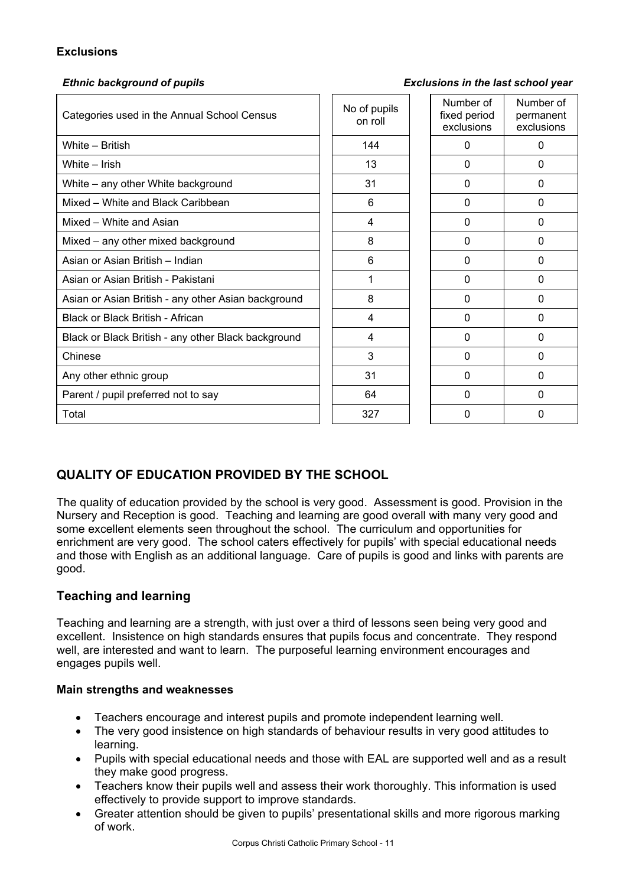### Exclusions

*Ethnic background of pupils* *Exclusions in the last school year*

| Categories used in the Annual School Census | No of pupils on roll | Number of fixed period exclusions | Number of permanent exclusions |
|---|---|---|---|
| White – British | 144 | 0 | 0 |
| White – Irish | 13 | 0 | 0 |
| White – any other White background | 31 | 0 | 0 |
| Mixed – White and Black Caribbean | 6 | 0 | 0 |
| Mixed – White and Asian | 4 | 0 | 0 |
| Mixed – any other mixed background | 8 | 0 | 0 |
| Asian or Asian British – Indian | 6 | 0 | 0 |
| Asian or Asian British - Pakistani | 1 | 0 | 0 |
| Asian or Asian British - any other Asian background | 8 | 0 | 0 |
| Black or Black British - African | 4 | 0 | 0 |
| Black or Black British - any other Black background | 4 | 0 | 0 |
| Chinese | 3 | 0 | 0 |
| Any other ethnic group | 31 | 0 | 0 |
| Parent / pupil preferred not to say | 64 | 0 | 0 |
| Total | 327 | 0 | 0 |

## QUALITY OF EDUCATION PROVIDED BY THE SCHOOL

The quality of education provided by the school is very good. Assessment is good. Provision in the Nursery and Reception is good. Teaching and learning are good overall with many very good and some excellent elements seen throughout the school. The curriculum and opportunities for enrichment are very good. The school caters effectively for pupils' with special educational needs and those with English as an additional language. Care of pupils is good and links with parents are good.

## Teaching and learning

Teaching and learning are a strength, with just over a third of lessons seen being very good and excellent. Insistence on high standards ensures that pupils focus and concentrate. They respond well, are interested and want to learn. The purposeful learning environment encourages and engages pupils well.

#### Main strengths and weaknesses

- Teachers encourage and interest pupils and promote independent learning well.
- The very good insistence on high standards of behaviour results in very good attitudes to learning.
- Pupils with special educational needs and those with EAL are supported well and as a result they make good progress.
- Teachers know their pupils well and assess their work thoroughly. This information is used effectively to provide support to improve standards.
- Greater attention should be given to pupils' presentational skills and more rigorous marking of work.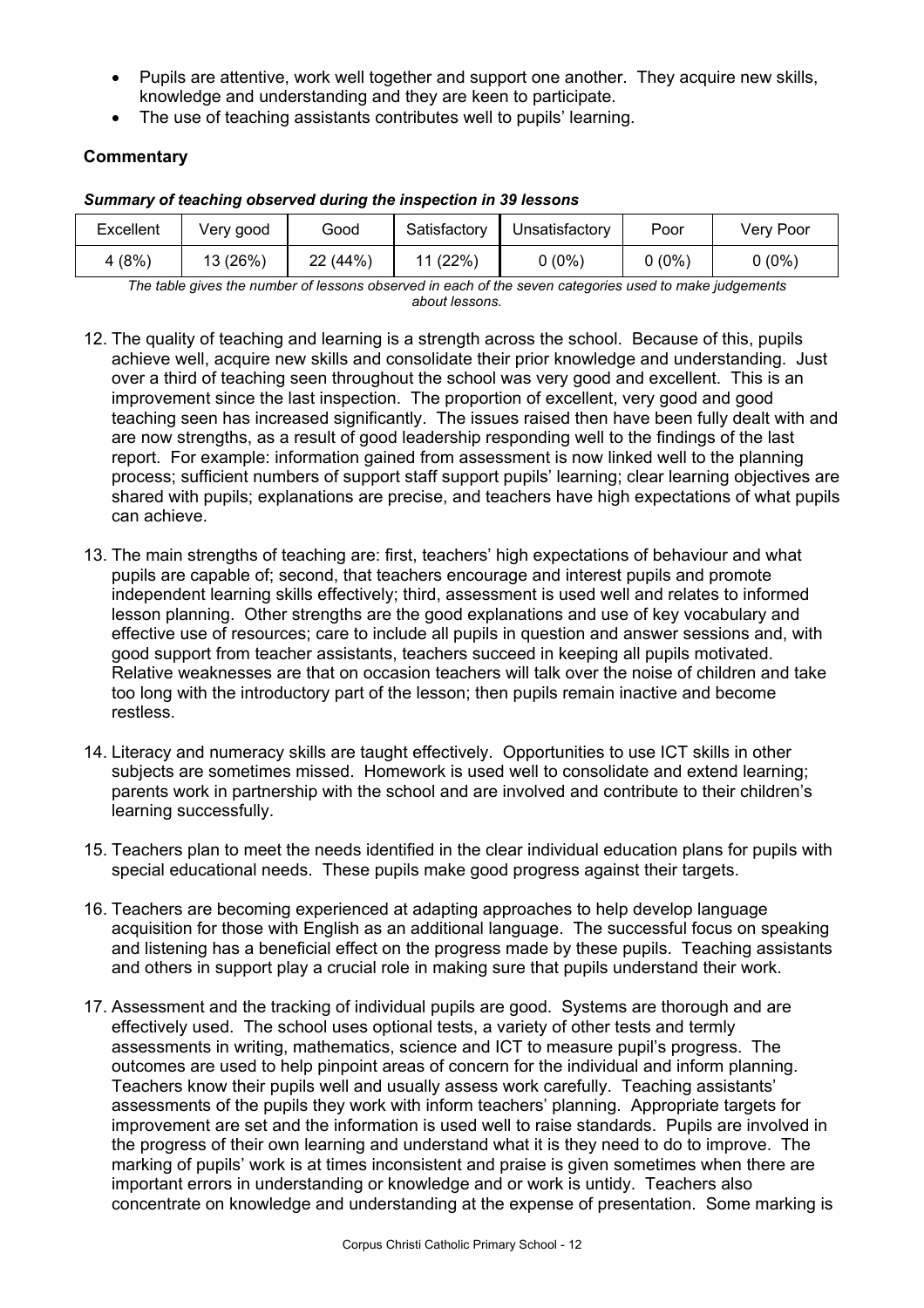- Pupils are attentive, work well together and support one another. They acquire new skills, knowledge and understanding and they are keen to participate.
- The use of teaching assistants contributes well to pupils' learning.

**Commentary**

***Summary of teaching observed during the inspection in 39 lessons***

| Excellent | Very good | Good | Satisfactory | Unsatisfactory | Poor | Very Poor |
|---|---|---|---|---|---|---|
| 4 (8%) | 13 (26%) | 22 (44%) | 11 (22%) | 0 (0%) | 0 (0%) | 0 (0%) |

*The table gives the number of lessons observed in each of the seven categories used to make judgements about lessons.*

12. The quality of teaching and learning is a strength across the school. Because of this, pupils achieve well, acquire new skills and consolidate their prior knowledge and understanding. Just over a third of teaching seen throughout the school was very good and excellent. This is an improvement since the last inspection. The proportion of excellent, very good and good teaching seen has increased significantly. The issues raised then have been fully dealt with and are now strengths, as a result of good leadership responding well to the findings of the last report. For example: information gained from assessment is now linked well to the planning process; sufficient numbers of support staff support pupils' learning; clear learning objectives are shared with pupils; explanations are precise, and teachers have high expectations of what pupils can achieve.

13. The main strengths of teaching are: first, teachers' high expectations of behaviour and what pupils are capable of; second, that teachers encourage and interest pupils and promote independent learning skills effectively; third, assessment is used well and relates to informed lesson planning. Other strengths are the good explanations and use of key vocabulary and effective use of resources; care to include all pupils in question and answer sessions and, with good support from teacher assistants, teachers succeed in keeping all pupils motivated. Relative weaknesses are that on occasion teachers will talk over the noise of children and take too long with the introductory part of the lesson; then pupils remain inactive and become restless.

14. Literacy and numeracy skills are taught effectively. Opportunities to use ICT skills in other subjects are sometimes missed. Homework is used well to consolidate and extend learning; parents work in partnership with the school and are involved and contribute to their children's learning successfully.

15. Teachers plan to meet the needs identified in the clear individual education plans for pupils with special educational needs. These pupils make good progress against their targets.

16. Teachers are becoming experienced at adapting approaches to help develop language acquisition for those with English as an additional language. The successful focus on speaking and listening has a beneficial effect on the progress made by these pupils. Teaching assistants and others in support play a crucial role in making sure that pupils understand their work.

17. Assessment and the tracking of individual pupils are good. Systems are thorough and are effectively used. The school uses optional tests, a variety of other tests and termly assessments in writing, mathematics, science and ICT to measure pupil's progress. The outcomes are used to help pinpoint areas of concern for the individual and inform planning. Teachers know their pupils well and usually assess work carefully. Teaching assistants' assessments of the pupils they work with inform teachers' planning. Appropriate targets for improvement are set and the information is used well to raise standards. Pupils are involved in the progress of their own learning and understand what it is they need to do to improve. The marking of pupils' work is at times inconsistent and praise is given sometimes when there are important errors in understanding or knowledge and or work is untidy. Teachers also concentrate on knowledge and understanding at the expense of presentation. Some marking is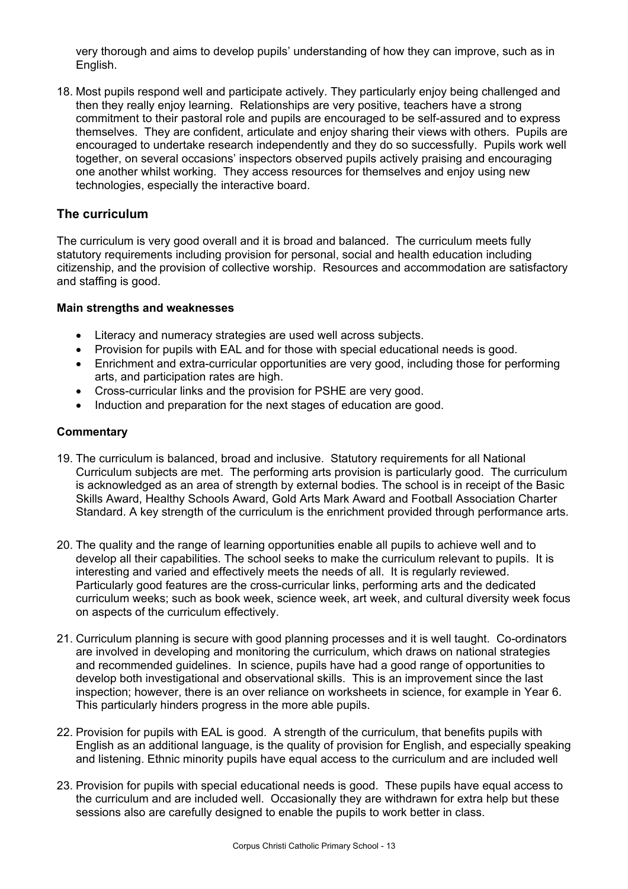very thorough and aims to develop pupils' understanding of how they can improve, such as in English.

18. Most pupils respond well and participate actively. They particularly enjoy being challenged and then they really enjoy learning. Relationships are very positive, teachers have a strong commitment to their pastoral role and pupils are encouraged to be self-assured and to express themselves. They are confident, articulate and enjoy sharing their views with others. Pupils are encouraged to undertake research independently and they do so successfully. Pupils work well together, on several occasions' inspectors observed pupils actively praising and encouraging one another whilst working. They access resources for themselves and enjoy using new technologies, especially the interactive board.

## The curriculum

The curriculum is very good overall and it is broad and balanced. The curriculum meets fully statutory requirements including provision for personal, social and health education including citizenship, and the provision of collective worship. Resources and accommodation are satisfactory and staffing is good.

### Main strengths and weaknesses

- Literacy and numeracy strategies are used well across subjects.
- Provision for pupils with EAL and for those with special educational needs is good.
- Enrichment and extra-curricular opportunities are very good, including those for performing arts, and participation rates are high.
- Cross-curricular links and the provision for PSHE are very good.
- Induction and preparation for the next stages of education are good.

### Commentary

19. The curriculum is balanced, broad and inclusive. Statutory requirements for all National Curriculum subjects are met. The performing arts provision is particularly good. The curriculum is acknowledged as an area of strength by external bodies. The school is in receipt of the Basic Skills Award, Healthy Schools Award, Gold Arts Mark Award and Football Association Charter Standard. A key strength of the curriculum is the enrichment provided through performance arts.

20. The quality and the range of learning opportunities enable all pupils to achieve well and to develop all their capabilities. The school seeks to make the curriculum relevant to pupils. It is interesting and varied and effectively meets the needs of all. It is regularly reviewed. Particularly good features are the cross-curricular links, performing arts and the dedicated curriculum weeks; such as book week, science week, art week, and cultural diversity week focus on aspects of the curriculum effectively.

21. Curriculum planning is secure with good planning processes and it is well taught. Co-ordinators are involved in developing and monitoring the curriculum, which draws on national strategies and recommended guidelines. In science, pupils have had a good range of opportunities to develop both investigational and observational skills. This is an improvement since the last inspection; however, there is an over reliance on worksheets in science, for example in Year 6. This particularly hinders progress in the more able pupils.

22. Provision for pupils with EAL is good. A strength of the curriculum, that benefits pupils with English as an additional language, is the quality of provision for English, and especially speaking and listening. Ethnic minority pupils have equal access to the curriculum and are included well

23. Provision for pupils with special educational needs is good. These pupils have equal access to the curriculum and are included well. Occasionally they are withdrawn for extra help but these sessions also are carefully designed to enable the pupils to work better in class.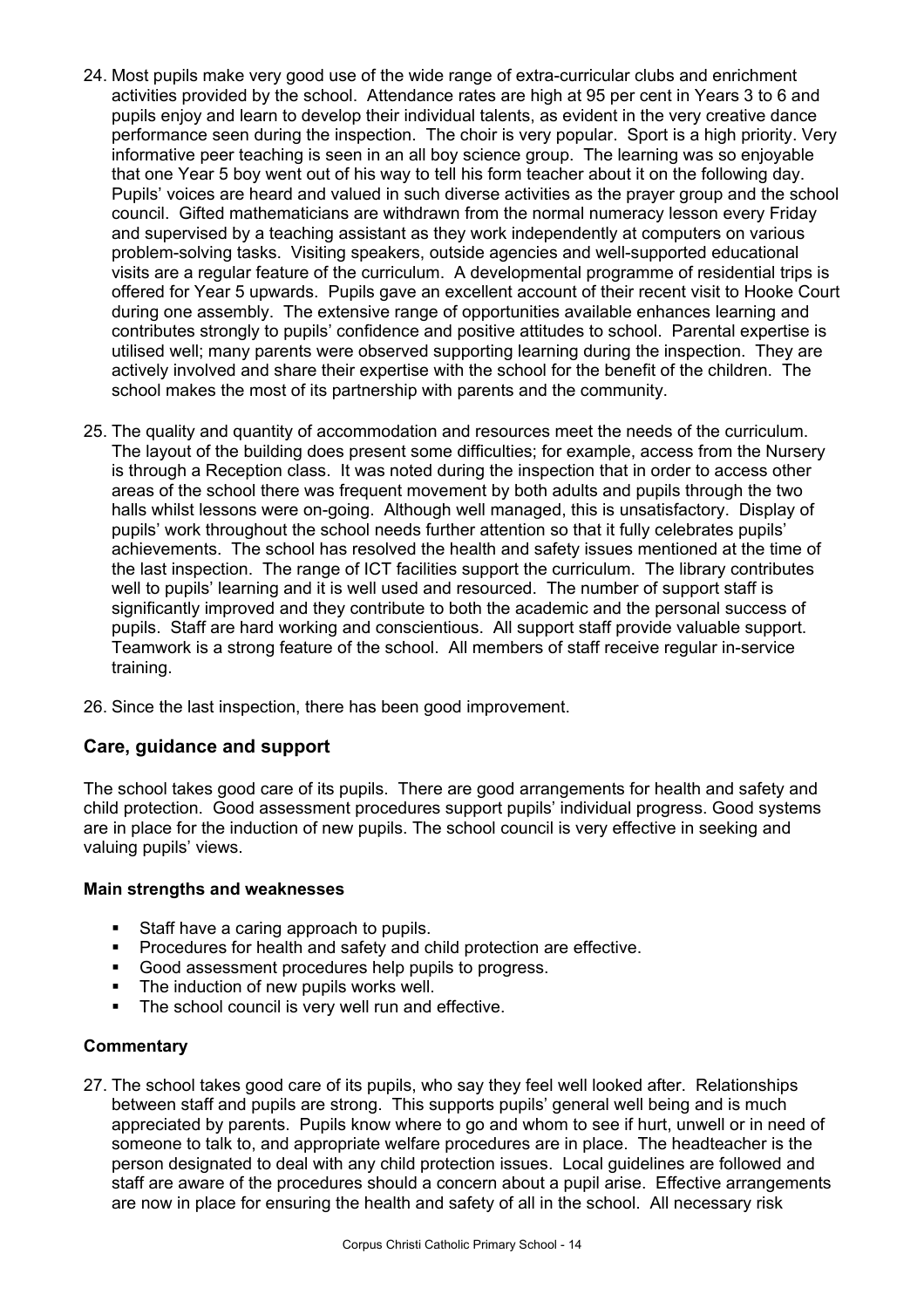24. Most pupils make very good use of the wide range of extra-curricular clubs and enrichment activities provided by the school. Attendance rates are high at 95 per cent in Years 3 to 6 and pupils enjoy and learn to develop their individual talents, as evident in the very creative dance performance seen during the inspection. The choir is very popular. Sport is a high priority. Very informative peer teaching is seen in an all boy science group. The learning was so enjoyable that one Year 5 boy went out of his way to tell his form teacher about it on the following day. Pupils' voices are heard and valued in such diverse activities as the prayer group and the school council. Gifted mathematicians are withdrawn from the normal numeracy lesson every Friday and supervised by a teaching assistant as they work independently at computers on various problem-solving tasks. Visiting speakers, outside agencies and well-supported educational visits are a regular feature of the curriculum. A developmental programme of residential trips is offered for Year 5 upwards. Pupils gave an excellent account of their recent visit to Hooke Court during one assembly. The extensive range of opportunities available enhances learning and contributes strongly to pupils' confidence and positive attitudes to school. Parental expertise is utilised well; many parents were observed supporting learning during the inspection. They are actively involved and share their expertise with the school for the benefit of the children. The school makes the most of its partnership with parents and the community.

25. The quality and quantity of accommodation and resources meet the needs of the curriculum. The layout of the building does present some difficulties; for example, access from the Nursery is through a Reception class. It was noted during the inspection that in order to access other areas of the school there was frequent movement by both adults and pupils through the two halls whilst lessons were on-going. Although well managed, this is unsatisfactory. Display of pupils' work throughout the school needs further attention so that it fully celebrates pupils' achievements. The school has resolved the health and safety issues mentioned at the time of the last inspection. The range of ICT facilities support the curriculum. The library contributes well to pupils' learning and it is well used and resourced. The number of support staff is significantly improved and they contribute to both the academic and the personal success of pupils. Staff are hard working and conscientious. All support staff provide valuable support. Teamwork is a strong feature of the school. All members of staff receive regular in-service training.

26. Since the last inspection, there has been good improvement.

## Care, guidance and support

The school takes good care of its pupils. There are good arrangements for health and safety and child protection. Good assessment procedures support pupils' individual progress. Good systems are in place for the induction of new pupils. The school council is very effective in seeking and valuing pupils' views.

### Main strengths and weaknesses

- Staff have a caring approach to pupils.
- Procedures for health and safety and child protection are effective.
- Good assessment procedures help pupils to progress.
- The induction of new pupils works well.
- The school council is very well run and effective.

### Commentary

27. The school takes good care of its pupils, who say they feel well looked after. Relationships between staff and pupils are strong. This supports pupils' general well being and is much appreciated by parents. Pupils know where to go and whom to see if hurt, unwell or in need of someone to talk to, and appropriate welfare procedures are in place. The headteacher is the person designated to deal with any child protection issues. Local guidelines are followed and staff are aware of the procedures should a concern about a pupil arise. Effective arrangements are now in place for ensuring the health and safety of all in the school. All necessary risk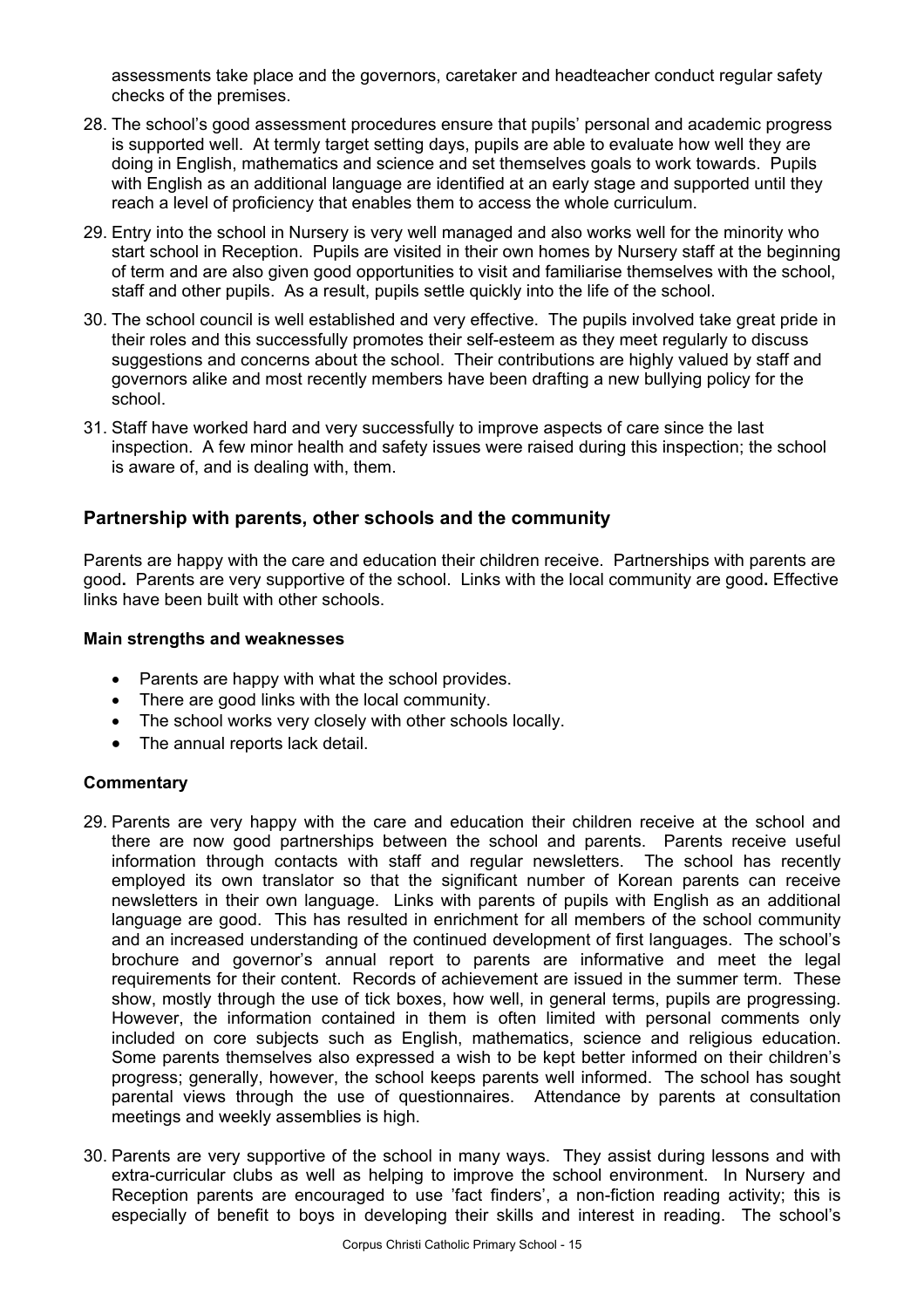assessments take place and the governors, caretaker and headteacher conduct regular safety checks of the premises.

28. The school's good assessment procedures ensure that pupils' personal and academic progress is supported well. At termly target setting days, pupils are able to evaluate how well they are doing in English, mathematics and science and set themselves goals to work towards. Pupils with English as an additional language are identified at an early stage and supported until they reach a level of proficiency that enables them to access the whole curriculum.

29. Entry into the school in Nursery is very well managed and also works well for the minority who start school in Reception. Pupils are visited in their own homes by Nursery staff at the beginning of term and are also given good opportunities to visit and familiarise themselves with the school, staff and other pupils. As a result, pupils settle quickly into the life of the school.

30. The school council is well established and very effective. The pupils involved take great pride in their roles and this successfully promotes their self-esteem as they meet regularly to discuss suggestions and concerns about the school. Their contributions are highly valued by staff and governors alike and most recently members have been drafting a new bullying policy for the school.

31. Staff have worked hard and very successfully to improve aspects of care since the last inspection. A few minor health and safety issues were raised during this inspection; the school is aware of, and is dealing with, them.

## Partnership with parents, other schools and the community

Parents are happy with the care and education their children receive. Partnerships with parents are good**.** Parents are very supportive of the school. Links with the local community are good**.** Effective links have been built with other schools.

### Main strengths and weaknesses

- Parents are happy with what the school provides.
- There are good links with the local community.
- The school works very closely with other schools locally.
- The annual reports lack detail.

### Commentary

29. Parents are very happy with the care and education their children receive at the school and there are now good partnerships between the school and parents. Parents receive useful information through contacts with staff and regular newsletters. The school has recently employed its own translator so that the significant number of Korean parents can receive newsletters in their own language. Links with parents of pupils with English as an additional language are good. This has resulted in enrichment for all members of the school community and an increased understanding of the continued development of first languages. The school's brochure and governor's annual report to parents are informative and meet the legal requirements for their content. Records of achievement are issued in the summer term. These show, mostly through the use of tick boxes, how well, in general terms, pupils are progressing. However, the information contained in them is often limited with personal comments only included on core subjects such as English, mathematics, science and religious education. Some parents themselves also expressed a wish to be kept better informed on their children's progress; generally, however, the school keeps parents well informed. The school has sought parental views through the use of questionnaires. Attendance by parents at consultation meetings and weekly assemblies is high.

30. Parents are very supportive of the school in many ways. They assist during lessons and with extra-curricular clubs as well as helping to improve the school environment. In Nursery and Reception parents are encouraged to use 'fact finders', a non-fiction reading activity; this is especially of benefit to boys in developing their skills and interest in reading. The school's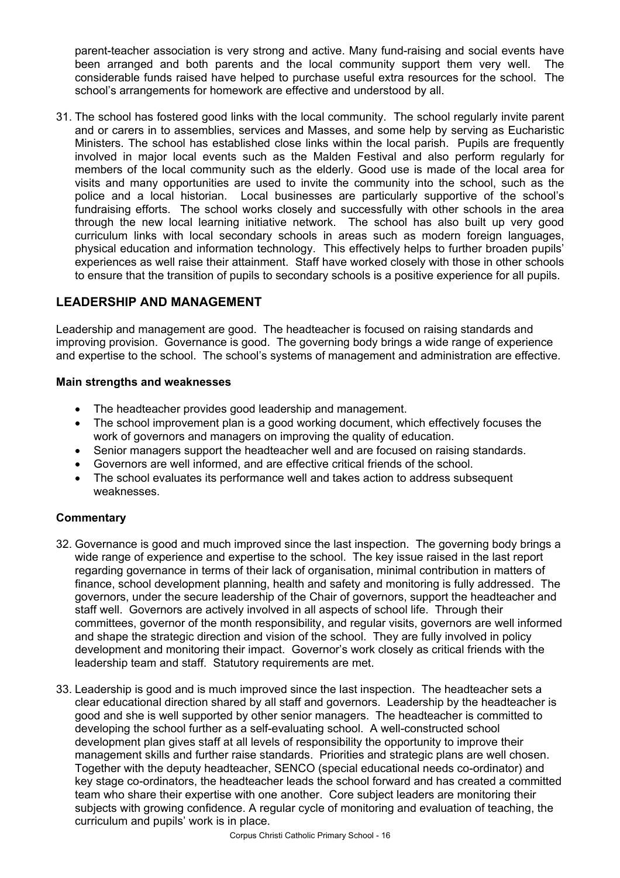parent-teacher association is very strong and active. Many fund-raising and social events have been arranged and both parents and the local community support them very well. The considerable funds raised have helped to purchase useful extra resources for the school. The school's arrangements for homework are effective and understood by all.

31. The school has fostered good links with the local community. The school regularly invite parent and or carers in to assemblies, services and Masses, and some help by serving as Eucharistic Ministers. The school has established close links within the local parish. Pupils are frequently involved in major local events such as the Malden Festival and also perform regularly for members of the local community such as the elderly. Good use is made of the local area for visits and many opportunities are used to invite the community into the school, such as the police and a local historian. Local businesses are particularly supportive of the school's fundraising efforts. The school works closely and successfully with other schools in the area through the new local learning initiative network. The school has also built up very good curriculum links with local secondary schools in areas such as modern foreign languages, physical education and information technology. This effectively helps to further broaden pupils' experiences as well raise their attainment. Staff have worked closely with those in other schools to ensure that the transition of pupils to secondary schools is a positive experience for all pupils.

## LEADERSHIP AND MANAGEMENT

Leadership and management are good. The headteacher is focused on raising standards and improving provision. Governance is good. The governing body brings a wide range of experience and expertise to the school. The school's systems of management and administration are effective.

### Main strengths and weaknesses

- The headteacher provides good leadership and management.
- The school improvement plan is a good working document, which effectively focuses the work of governors and managers on improving the quality of education.
- Senior managers support the headteacher well and are focused on raising standards.
- Governors are well informed, and are effective critical friends of the school.
- The school evaluates its performance well and takes action to address subsequent weaknesses.

### Commentary

32. Governance is good and much improved since the last inspection. The governing body brings a wide range of experience and expertise to the school. The key issue raised in the last report regarding governance in terms of their lack of organisation, minimal contribution in matters of finance, school development planning, health and safety and monitoring is fully addressed. The governors, under the secure leadership of the Chair of governors, support the headteacher and staff well. Governors are actively involved in all aspects of school life. Through their committees, governor of the month responsibility, and regular visits, governors are well informed and shape the strategic direction and vision of the school. They are fully involved in policy development and monitoring their impact. Governor's work closely as critical friends with the leadership team and staff. Statutory requirements are met.

33. Leadership is good and is much improved since the last inspection. The headteacher sets a clear educational direction shared by all staff and governors. Leadership by the headteacher is good and she is well supported by other senior managers. The headteacher is committed to developing the school further as a self-evaluating school. A well-constructed school development plan gives staff at all levels of responsibility the opportunity to improve their management skills and further raise standards. Priorities and strategic plans are well chosen. Together with the deputy headteacher, SENCO (special educational needs co-ordinator) and key stage co-ordinators, the headteacher leads the school forward and has created a committed team who share their expertise with one another. Core subject leaders are monitoring their subjects with growing confidence. A regular cycle of monitoring and evaluation of teaching, the curriculum and pupils' work is in place.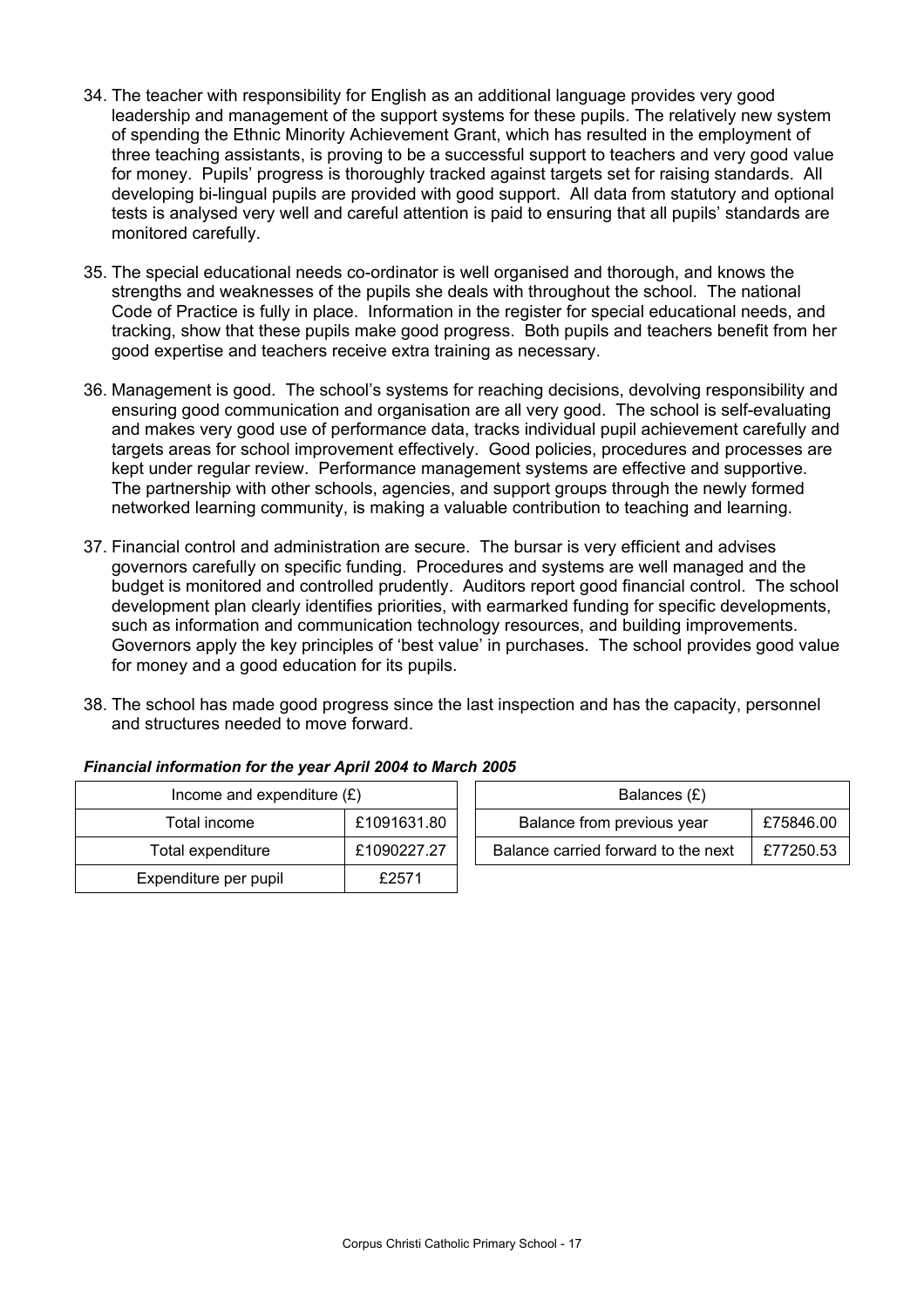34. The teacher with responsibility for English as an additional language provides very good leadership and management of the support systems for these pupils. The relatively new system of spending the Ethnic Minority Achievement Grant, which has resulted in the employment of three teaching assistants, is proving to be a successful support to teachers and very good value for money. Pupils' progress is thoroughly tracked against targets set for raising standards. All developing bi-lingual pupils are provided with good support. All data from statutory and optional tests is analysed very well and careful attention is paid to ensuring that all pupils' standards are monitored carefully.

35. The special educational needs co-ordinator is well organised and thorough, and knows the strengths and weaknesses of the pupils she deals with throughout the school. The national Code of Practice is fully in place. Information in the register for special educational needs, and tracking, show that these pupils make good progress. Both pupils and teachers benefit from her good expertise and teachers receive extra training as necessary.

36. Management is good. The school's systems for reaching decisions, devolving responsibility and ensuring good communication and organisation are all very good. The school is self-evaluating and makes very good use of performance data, tracks individual pupil achievement carefully and targets areas for school improvement effectively. Good policies, procedures and processes are kept under regular review. Performance management systems are effective and supportive. The partnership with other schools, agencies, and support groups through the newly formed networked learning community, is making a valuable contribution to teaching and learning.

37. Financial control and administration are secure. The bursar is very efficient and advises governors carefully on specific funding. Procedures and systems are well managed and the budget is monitored and controlled prudently. Auditors report good financial control. The school development plan clearly identifies priorities, with earmarked funding for specific developments, such as information and communication technology resources, and building improvements. Governors apply the key principles of 'best value' in purchases. The school provides good value for money and a good education for its pupils.

38. The school has made good progress since the last inspection and has the capacity, personnel and structures needed to move forward.

***Financial information for the year April 2004 to March 2005***

| Income and expenditure (£) | |
|---|---|
| Total income | £1091631.80 |
| Total expenditure | £1090227.27 |
| Expenditure per pupil | £2571 |

| Balances (£) | |
|---|---|
| Balance from previous year | £75846.00 |
| Balance carried forward to the next | £77250.53 |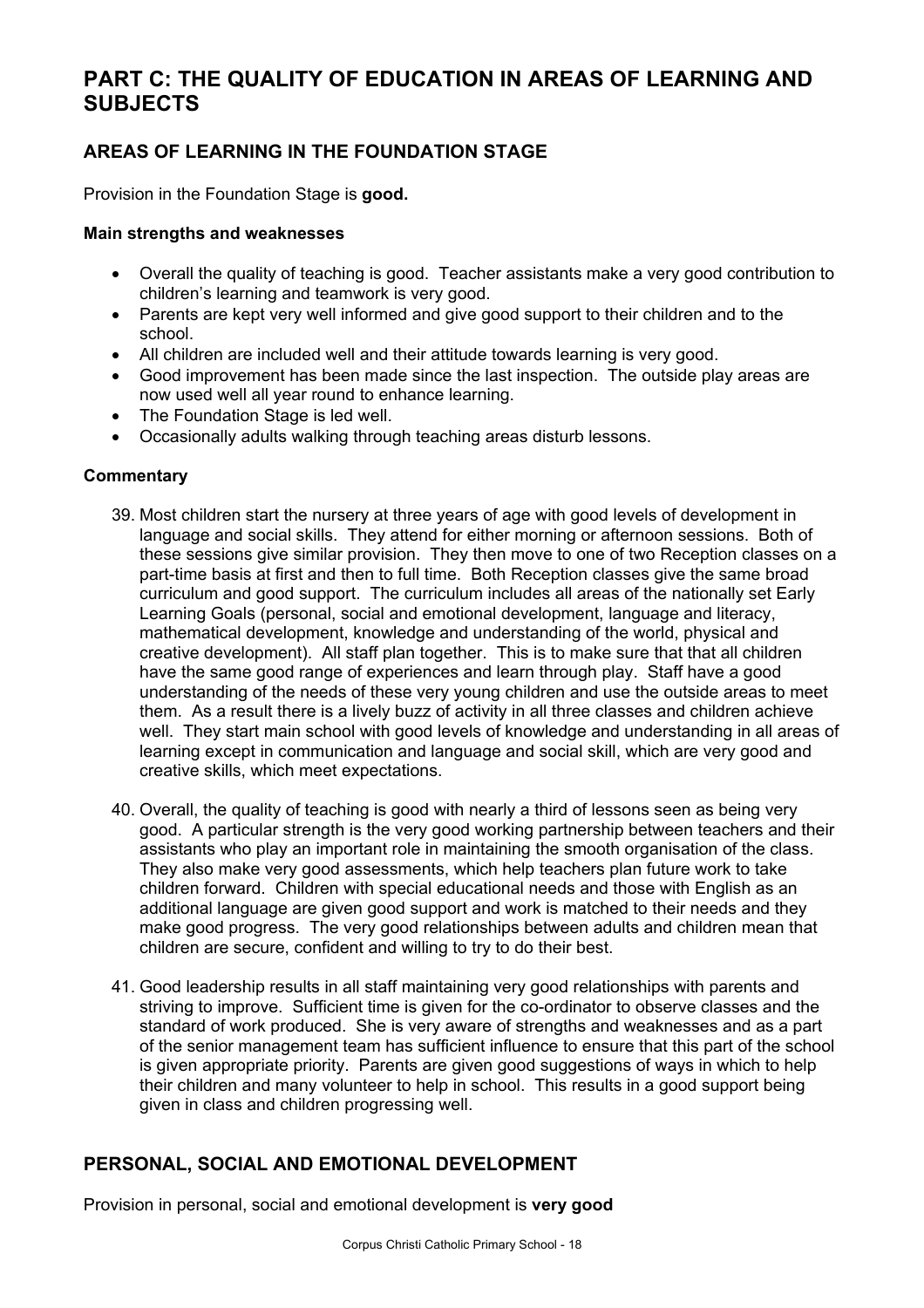# PART C: THE QUALITY OF EDUCATION IN AREAS OF LEARNING AND SUBJECTS

## AREAS OF LEARNING IN THE FOUNDATION STAGE

Provision in the Foundation Stage is **good.**

**Main strengths and weaknesses**

- Overall the quality of teaching is good. Teacher assistants make a very good contribution to children's learning and teamwork is very good.
- Parents are kept very well informed and give good support to their children and to the school.
- All children are included well and their attitude towards learning is very good.
- Good improvement has been made since the last inspection. The outside play areas are now used well all year round to enhance learning.
- The Foundation Stage is led well.
- Occasionally adults walking through teaching areas disturb lessons.

**Commentary**

39. Most children start the nursery at three years of age with good levels of development in language and social skills. They attend for either morning or afternoon sessions. Both of these sessions give similar provision. They then move to one of two Reception classes on a part-time basis at first and then to full time. Both Reception classes give the same broad curriculum and good support. The curriculum includes all areas of the nationally set Early Learning Goals (personal, social and emotional development, language and literacy, mathematical development, knowledge and understanding of the world, physical and creative development). All staff plan together. This is to make sure that that all children have the same good range of experiences and learn through play. Staff have a good understanding of the needs of these very young children and use the outside areas to meet them. As a result there is a lively buzz of activity in all three classes and children achieve well. They start main school with good levels of knowledge and understanding in all areas of learning except in communication and language and social skill, which are very good and creative skills, which meet expectations.

40. Overall, the quality of teaching is good with nearly a third of lessons seen as being very good. A particular strength is the very good working partnership between teachers and their assistants who play an important role in maintaining the smooth organisation of the class. They also make very good assessments, which help teachers plan future work to take children forward. Children with special educational needs and those with English as an additional language are given good support and work is matched to their needs and they make good progress. The very good relationships between adults and children mean that children are secure, confident and willing to try to do their best.

41. Good leadership results in all staff maintaining very good relationships with parents and striving to improve. Sufficient time is given for the co-ordinator to observe classes and the standard of work produced. She is very aware of strengths and weaknesses and as a part of the senior management team has sufficient influence to ensure that this part of the school is given appropriate priority. Parents are given good suggestions of ways in which to help their children and many volunteer to help in school. This results in a good support being given in class and children progressing well.

## PERSONAL, SOCIAL AND EMOTIONAL DEVELOPMENT

Provision in personal, social and emotional development is **very good**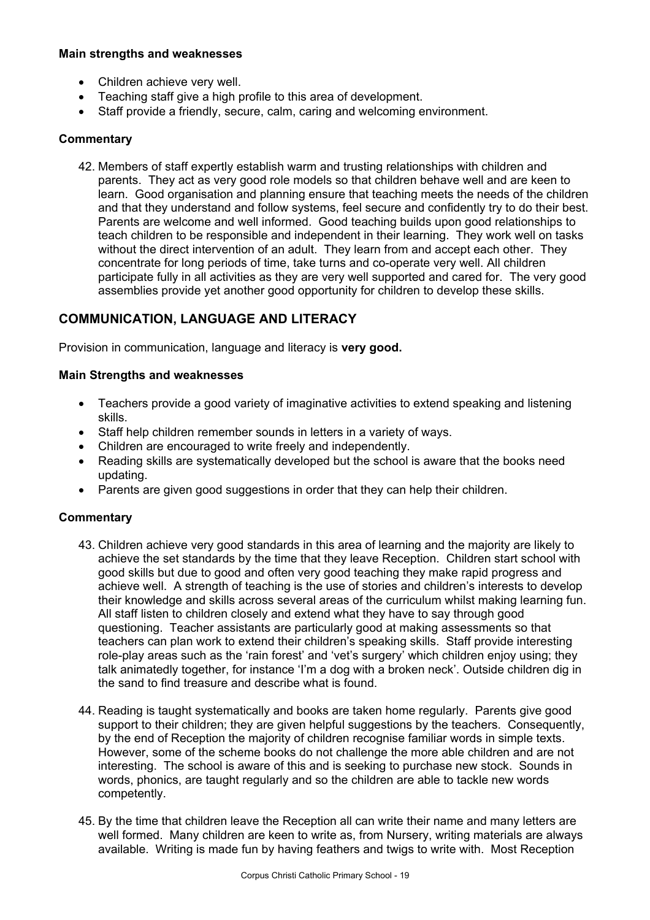#### Main strengths and weaknesses

- Children achieve very well.
- Teaching staff give a high profile to this area of development.
- Staff provide a friendly, secure, calm, caring and welcoming environment.

#### Commentary

42. Members of staff expertly establish warm and trusting relationships with children and parents. They act as very good role models so that children behave well and are keen to learn. Good organisation and planning ensure that teaching meets the needs of the children and that they understand and follow systems, feel secure and confidently try to do their best. Parents are welcome and well informed. Good teaching builds upon good relationships to teach children to be responsible and independent in their learning. They work well on tasks without the direct intervention of an adult. They learn from and accept each other. They concentrate for long periods of time, take turns and co-operate very well. All children participate fully in all activities as they are very well supported and cared for. The very good assemblies provide yet another good opportunity for children to develop these skills.

## COMMUNICATION, LANGUAGE AND LITERACY

Provision in communication, language and literacy is **very good.**

#### Main Strengths and weaknesses

- Teachers provide a good variety of imaginative activities to extend speaking and listening skills.
- Staff help children remember sounds in letters in a variety of ways.
- Children are encouraged to write freely and independently.
- Reading skills are systematically developed but the school is aware that the books need updating.
- Parents are given good suggestions in order that they can help their children.

#### Commentary

43. Children achieve very good standards in this area of learning and the majority are likely to achieve the set standards by the time that they leave Reception. Children start school with good skills but due to good and often very good teaching they make rapid progress and achieve well. A strength of teaching is the use of stories and children's interests to develop their knowledge and skills across several areas of the curriculum whilst making learning fun. All staff listen to children closely and extend what they have to say through good questioning. Teacher assistants are particularly good at making assessments so that teachers can plan work to extend their children's speaking skills. Staff provide interesting role-play areas such as the 'rain forest' and 'vet's surgery' which children enjoy using; they talk animatedly together, for instance 'I'm a dog with a broken neck'. Outside children dig in the sand to find treasure and describe what is found.

44. Reading is taught systematically and books are taken home regularly. Parents give good support to their children; they are given helpful suggestions by the teachers. Consequently, by the end of Reception the majority of children recognise familiar words in simple texts. However, some of the scheme books do not challenge the more able children and are not interesting. The school is aware of this and is seeking to purchase new stock. Sounds in words, phonics, are taught regularly and so the children are able to tackle new words competently.

45. By the time that children leave the Reception all can write their name and many letters are well formed. Many children are keen to write as, from Nursery, writing materials are always available. Writing is made fun by having feathers and twigs to write with. Most Reception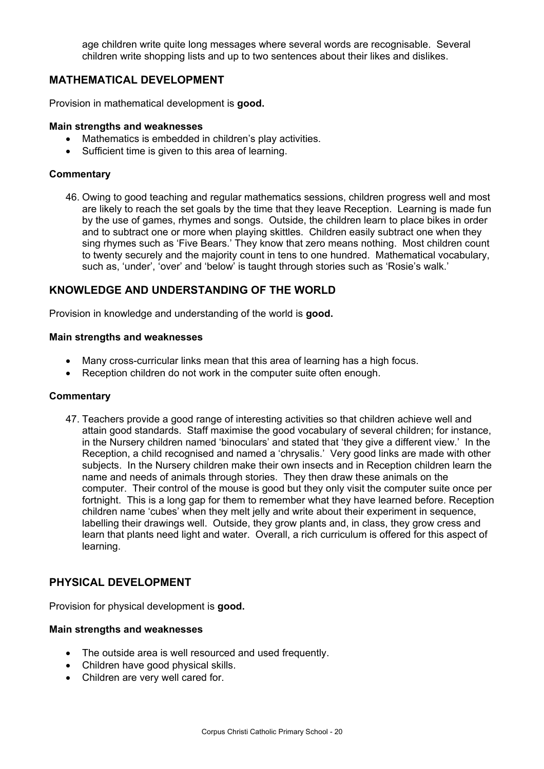age children write quite long messages where several words are recognisable. Several children write shopping lists and up to two sentences about their likes and dislikes.

## MATHEMATICAL DEVELOPMENT

Provision in mathematical development is **good.**

**Main strengths and weaknesses**

- Mathematics is embedded in children's play activities.
- Sufficient time is given to this area of learning.

**Commentary**

46. Owing to good teaching and regular mathematics sessions, children progress well and most are likely to reach the set goals by the time that they leave Reception. Learning is made fun by the use of games, rhymes and songs. Outside, the children learn to place bikes in order and to subtract one or more when playing skittles. Children easily subtract one when they sing rhymes such as 'Five Bears.' They know that zero means nothing. Most children count to twenty securely and the majority count in tens to one hundred. Mathematical vocabulary, such as, 'under', 'over' and 'below' is taught through stories such as 'Rosie's walk.'

## KNOWLEDGE AND UNDERSTANDING OF THE WORLD

Provision in knowledge and understanding of the world is **good.**

**Main strengths and weaknesses**

- Many cross-curricular links mean that this area of learning has a high focus.
- Reception children do not work in the computer suite often enough.

**Commentary**

47. Teachers provide a good range of interesting activities so that children achieve well and attain good standards. Staff maximise the good vocabulary of several children; for instance, in the Nursery children named 'binoculars' and stated that 'they give a different view.' In the Reception, a child recognised and named a 'chrysalis.' Very good links are made with other subjects. In the Nursery children make their own insects and in Reception children learn the name and needs of animals through stories. They then draw these animals on the computer. Their control of the mouse is good but they only visit the computer suite once per fortnight. This is a long gap for them to remember what they have learned before. Reception children name 'cubes' when they melt jelly and write about their experiment in sequence, labelling their drawings well. Outside, they grow plants and, in class, they grow cress and learn that plants need light and water. Overall, a rich curriculum is offered for this aspect of learning.

## PHYSICAL DEVELOPMENT

Provision for physical development is **good.**

**Main strengths and weaknesses**

- The outside area is well resourced and used frequently.
- Children have good physical skills.
- Children are very well cared for.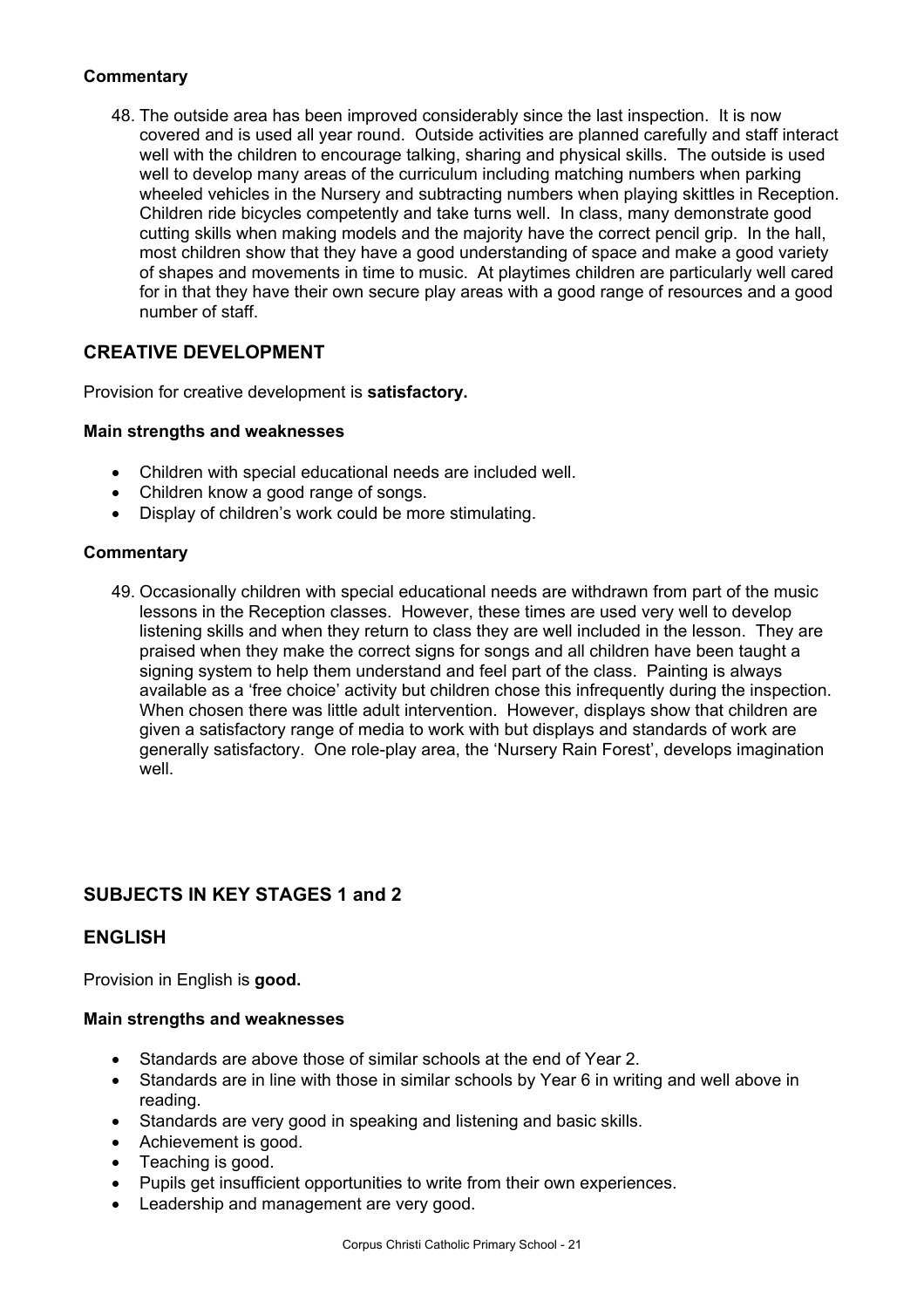**Commentary**

48. The outside area has been improved considerably since the last inspection. It is now covered and is used all year round. Outside activities are planned carefully and staff interact well with the children to encourage talking, sharing and physical skills. The outside is used well to develop many areas of the curriculum including matching numbers when parking wheeled vehicles in the Nursery and subtracting numbers when playing skittles in Reception. Children ride bicycles competently and take turns well. In class, many demonstrate good cutting skills when making models and the majority have the correct pencil grip. In the hall, most children show that they have a good understanding of space and make a good variety of shapes and movements in time to music. At playtimes children are particularly well cared for in that they have their own secure play areas with a good range of resources and a good number of staff.

## CREATIVE DEVELOPMENT

Provision for creative development is **satisfactory.**

**Main strengths and weaknesses**

- Children with special educational needs are included well.
- Children know a good range of songs.
- Display of children's work could be more stimulating.

**Commentary**

49. Occasionally children with special educational needs are withdrawn from part of the music lessons in the Reception classes. However, these times are used very well to develop listening skills and when they return to class they are well included in the lesson. They are praised when they make the correct signs for songs and all children have been taught a signing system to help them understand and feel part of the class. Painting is always available as a 'free choice' activity but children chose this infrequently during the inspection. When chosen there was little adult intervention. However, displays show that children are given a satisfactory range of media to work with but displays and standards of work are generally satisfactory. One role-play area, the 'Nursery Rain Forest', develops imagination well.

## SUBJECTS IN KEY STAGES 1 and 2

## ENGLISH

Provision in English is **good.**

**Main strengths and weaknesses**

- Standards are above those of similar schools at the end of Year 2.
- Standards are in line with those in similar schools by Year 6 in writing and well above in reading.
- Standards are very good in speaking and listening and basic skills.
- Achievement is good.
- Teaching is good.
- Pupils get insufficient opportunities to write from their own experiences.
- Leadership and management are very good.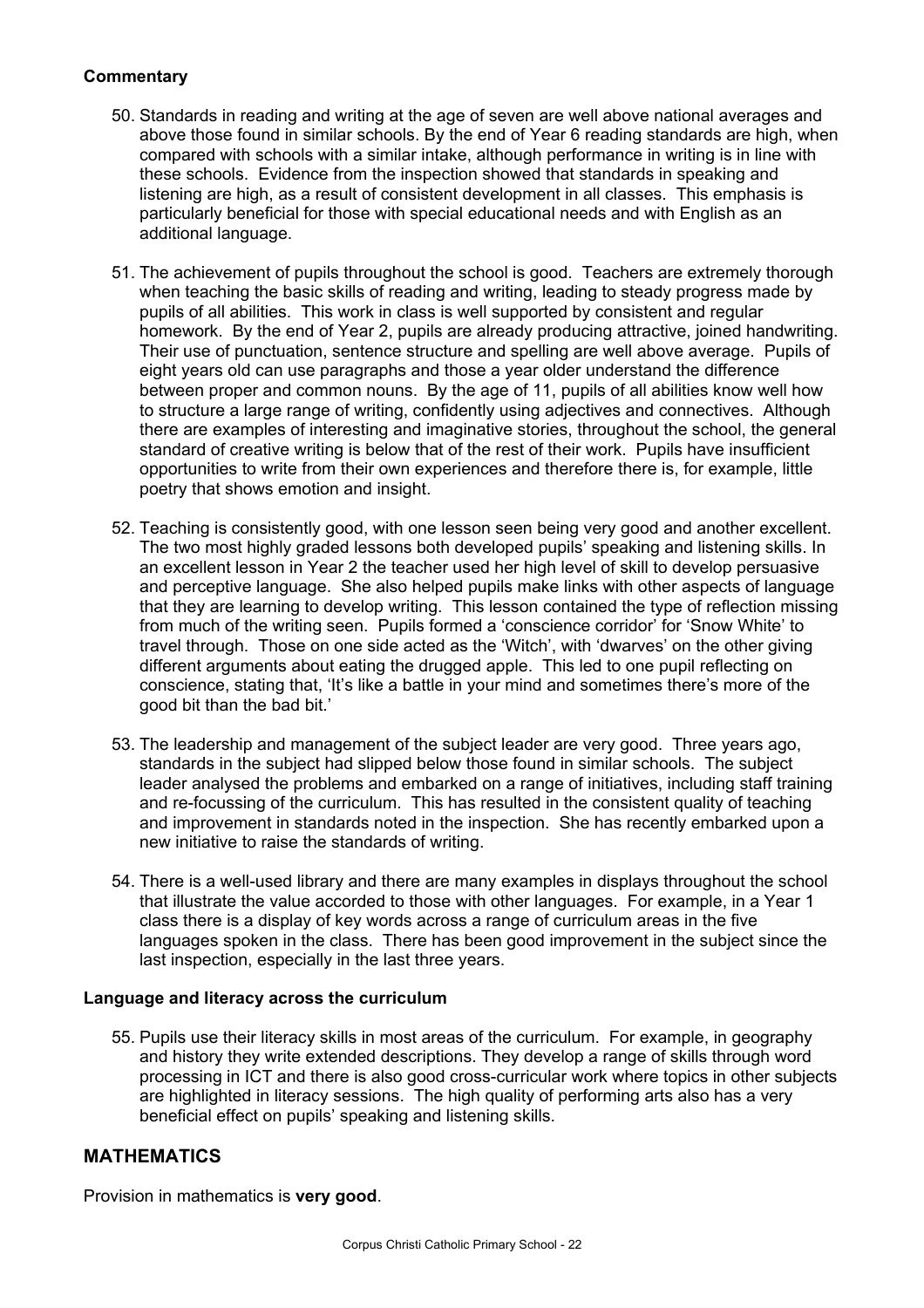**Commentary**

50. Standards in reading and writing at the age of seven are well above national averages and above those found in similar schools. By the end of Year 6 reading standards are high, when compared with schools with a similar intake, although performance in writing is in line with these schools. Evidence from the inspection showed that standards in speaking and listening are high, as a result of consistent development in all classes. This emphasis is particularly beneficial for those with special educational needs and with English as an additional language.

51. The achievement of pupils throughout the school is good. Teachers are extremely thorough when teaching the basic skills of reading and writing, leading to steady progress made by pupils of all abilities. This work in class is well supported by consistent and regular homework. By the end of Year 2, pupils are already producing attractive, joined handwriting. Their use of punctuation, sentence structure and spelling are well above average. Pupils of eight years old can use paragraphs and those a year older understand the difference between proper and common nouns. By the age of 11, pupils of all abilities know well how to structure a large range of writing, confidently using adjectives and connectives. Although there are examples of interesting and imaginative stories, throughout the school, the general standard of creative writing is below that of the rest of their work. Pupils have insufficient opportunities to write from their own experiences and therefore there is, for example, little poetry that shows emotion and insight.

52. Teaching is consistently good, with one lesson seen being very good and another excellent. The two most highly graded lessons both developed pupils' speaking and listening skills. In an excellent lesson in Year 2 the teacher used her high level of skill to develop persuasive and perceptive language. She also helped pupils make links with other aspects of language that they are learning to develop writing. This lesson contained the type of reflection missing from much of the writing seen. Pupils formed a 'conscience corridor' for 'Snow White' to travel through. Those on one side acted as the 'Witch', with 'dwarves' on the other giving different arguments about eating the drugged apple. This led to one pupil reflecting on conscience, stating that, 'It's like a battle in your mind and sometimes there's more of the good bit than the bad bit.'

53. The leadership and management of the subject leader are very good. Three years ago, standards in the subject had slipped below those found in similar schools. The subject leader analysed the problems and embarked on a range of initiatives, including staff training and re-focussing of the curriculum. This has resulted in the consistent quality of teaching and improvement in standards noted in the inspection. She has recently embarked upon a new initiative to raise the standards of writing.

54. There is a well-used library and there are many examples in displays throughout the school that illustrate the value accorded to those with other languages. For example, in a Year 1 class there is a display of key words across a range of curriculum areas in the five languages spoken in the class. There has been good improvement in the subject since the last inspection, especially in the last three years.

**Language and literacy across the curriculum**

55. Pupils use their literacy skills in most areas of the curriculum. For example, in geography and history they write extended descriptions. They develop a range of skills through word processing in ICT and there is also good cross-curricular work where topics in other subjects are highlighted in literacy sessions. The high quality of performing arts also has a very beneficial effect on pupils' speaking and listening skills.

## MATHEMATICS

Provision in mathematics is **very good**.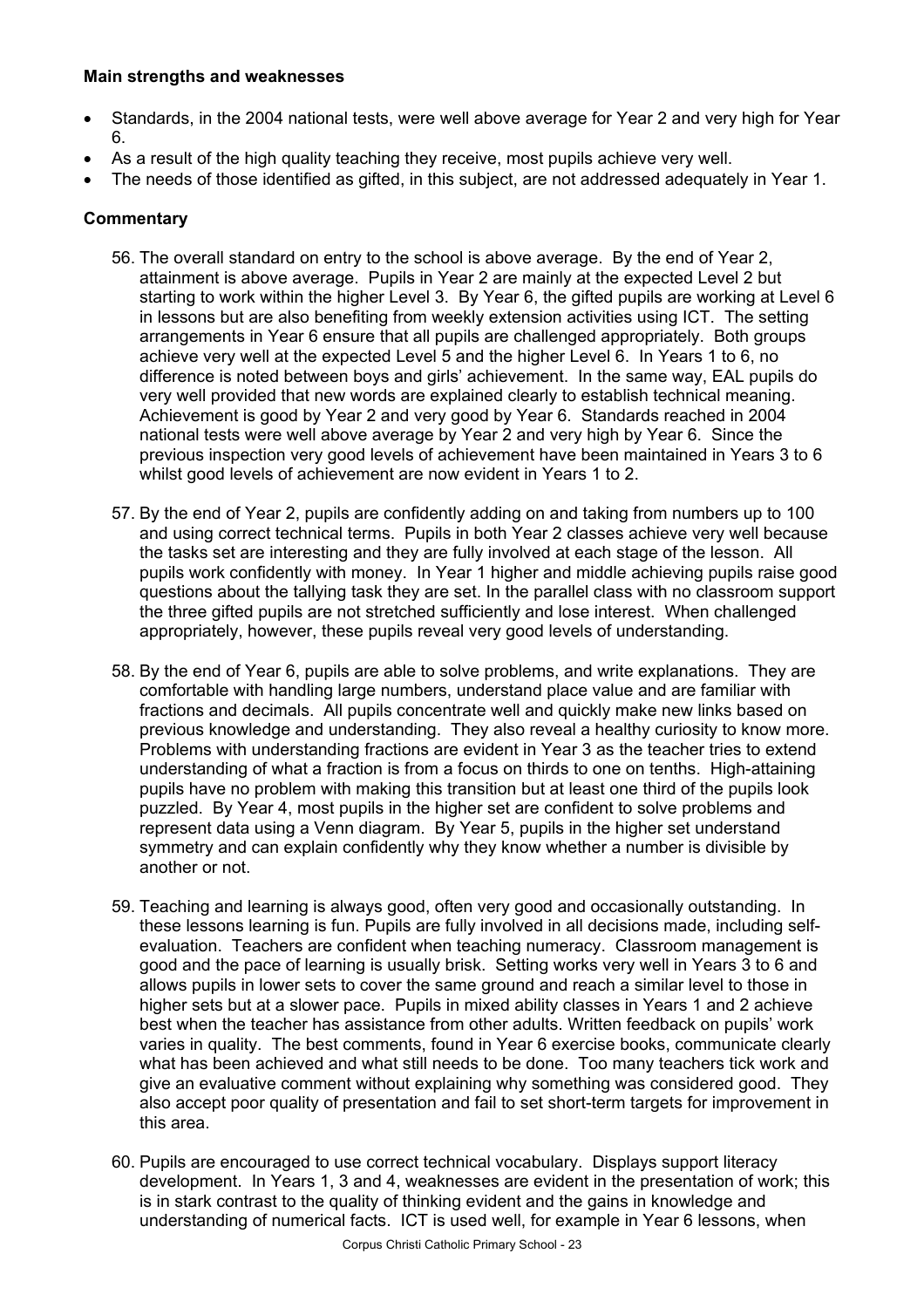**Main strengths and weaknesses**

- Standards, in the 2004 national tests, were well above average for Year 2 and very high for Year 6.
- As a result of the high quality teaching they receive, most pupils achieve very well.
- The needs of those identified as gifted, in this subject, are not addressed adequately in Year 1.

**Commentary**

56. The overall standard on entry to the school is above average. By the end of Year 2, attainment is above average. Pupils in Year 2 are mainly at the expected Level 2 but starting to work within the higher Level 3. By Year 6, the gifted pupils are working at Level 6 in lessons but are also benefiting from weekly extension activities using ICT. The setting arrangements in Year 6 ensure that all pupils are challenged appropriately. Both groups achieve very well at the expected Level 5 and the higher Level 6. In Years 1 to 6, no difference is noted between boys and girls' achievement. In the same way, EAL pupils do very well provided that new words are explained clearly to establish technical meaning. Achievement is good by Year 2 and very good by Year 6. Standards reached in 2004 national tests were well above average by Year 2 and very high by Year 6. Since the previous inspection very good levels of achievement have been maintained in Years 3 to 6 whilst good levels of achievement are now evident in Years 1 to 2.

57. By the end of Year 2, pupils are confidently adding on and taking from numbers up to 100 and using correct technical terms. Pupils in both Year 2 classes achieve very well because the tasks set are interesting and they are fully involved at each stage of the lesson. All pupils work confidently with money. In Year 1 higher and middle achieving pupils raise good questions about the tallying task they are set. In the parallel class with no classroom support the three gifted pupils are not stretched sufficiently and lose interest. When challenged appropriately, however, these pupils reveal very good levels of understanding.

58. By the end of Year 6, pupils are able to solve problems, and write explanations. They are comfortable with handling large numbers, understand place value and are familiar with fractions and decimals. All pupils concentrate well and quickly make new links based on previous knowledge and understanding. They also reveal a healthy curiosity to know more. Problems with understanding fractions are evident in Year 3 as the teacher tries to extend understanding of what a fraction is from a focus on thirds to one on tenths. High-attaining pupils have no problem with making this transition but at least one third of the pupils look puzzled. By Year 4, most pupils in the higher set are confident to solve problems and represent data using a Venn diagram. By Year 5, pupils in the higher set understand symmetry and can explain confidently why they know whether a number is divisible by another or not.

59. Teaching and learning is always good, often very good and occasionally outstanding. In these lessons learning is fun. Pupils are fully involved in all decisions made, including self-evaluation. Teachers are confident when teaching numeracy. Classroom management is good and the pace of learning is usually brisk. Setting works very well in Years 3 to 6 and allows pupils in lower sets to cover the same ground and reach a similar level to those in higher sets but at a slower pace. Pupils in mixed ability classes in Years 1 and 2 achieve best when the teacher has assistance from other adults. Written feedback on pupils' work varies in quality. The best comments, found in Year 6 exercise books, communicate clearly what has been achieved and what still needs to be done. Too many teachers tick work and give an evaluative comment without explaining why something was considered good. They also accept poor quality of presentation and fail to set short-term targets for improvement in this area.

60. Pupils are encouraged to use correct technical vocabulary. Displays support literacy development. In Years 1, 3 and 4, weaknesses are evident in the presentation of work; this is in stark contrast to the quality of thinking evident and the gains in knowledge and understanding of numerical facts. ICT is used well, for example in Year 6 lessons, when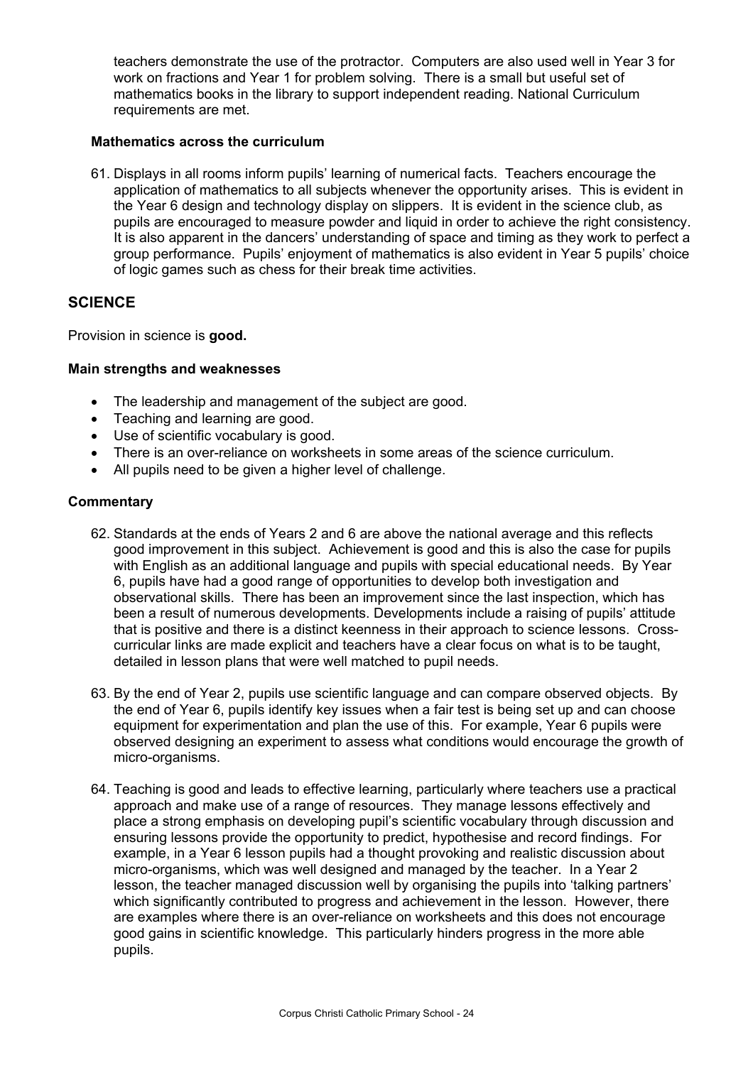teachers demonstrate the use of the protractor. Computers are also used well in Year 3 for work on fractions and Year 1 for problem solving. There is a small but useful set of mathematics books in the library to support independent reading. National Curriculum requirements are met.

### Mathematics across the curriculum

61. Displays in all rooms inform pupils' learning of numerical facts. Teachers encourage the application of mathematics to all subjects whenever the opportunity arises. This is evident in the Year 6 design and technology display on slippers. It is evident in the science club, as pupils are encouraged to measure powder and liquid in order to achieve the right consistency. It is also apparent in the dancers' understanding of space and timing as they work to perfect a group performance. Pupils' enjoyment of mathematics is also evident in Year 5 pupils' choice of logic games such as chess for their break time activities.

## SCIENCE

Provision in science is **good.**

### Main strengths and weaknesses

- The leadership and management of the subject are good.
- Teaching and learning are good.
- Use of scientific vocabulary is good.
- There is an over-reliance on worksheets in some areas of the science curriculum.
- All pupils need to be given a higher level of challenge.

### Commentary

62. Standards at the ends of Years 2 and 6 are above the national average and this reflects good improvement in this subject. Achievement is good and this is also the case for pupils with English as an additional language and pupils with special educational needs. By Year 6, pupils have had a good range of opportunities to develop both investigation and observational skills. There has been an improvement since the last inspection, which has been a result of numerous developments. Developments include a raising of pupils' attitude that is positive and there is a distinct keenness in their approach to science lessons. Cross-curricular links are made explicit and teachers have a clear focus on what is to be taught, detailed in lesson plans that were well matched to pupil needs.

63. By the end of Year 2, pupils use scientific language and can compare observed objects. By the end of Year 6, pupils identify key issues when a fair test is being set up and can choose equipment for experimentation and plan the use of this. For example, Year 6 pupils were observed designing an experiment to assess what conditions would encourage the growth of micro-organisms.

64. Teaching is good and leads to effective learning, particularly where teachers use a practical approach and make use of a range of resources. They manage lessons effectively and place a strong emphasis on developing pupil's scientific vocabulary through discussion and ensuring lessons provide the opportunity to predict, hypothesise and record findings. For example, in a Year 6 lesson pupils had a thought provoking and realistic discussion about micro-organisms, which was well designed and managed by the teacher. In a Year 2 lesson, the teacher managed discussion well by organising the pupils into 'talking partners' which significantly contributed to progress and achievement in the lesson. However, there are examples where there is an over-reliance on worksheets and this does not encourage good gains in scientific knowledge. This particularly hinders progress in the more able pupils.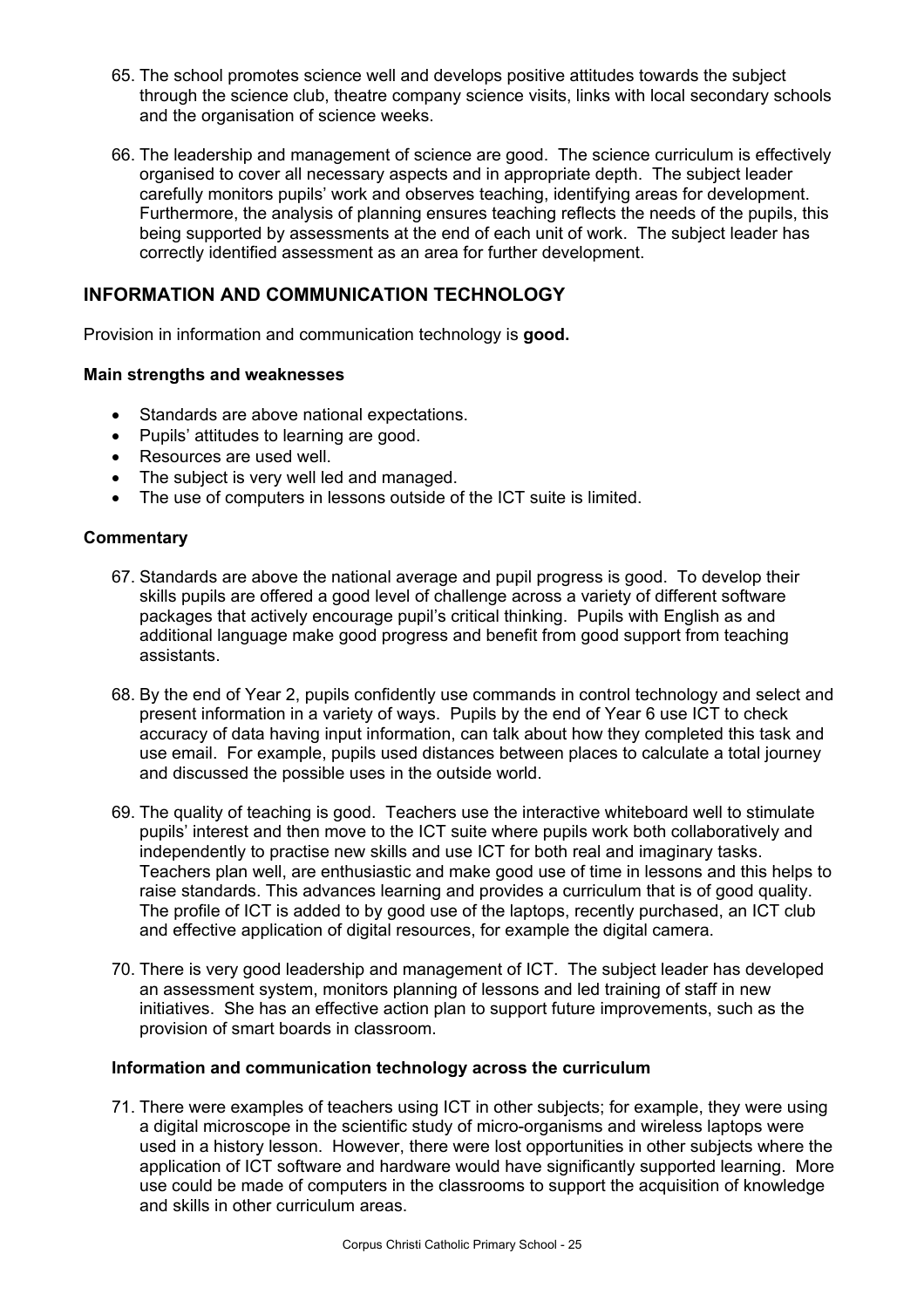65. The school promotes science well and develops positive attitudes towards the subject through the science club, theatre company science visits, links with local secondary schools and the organisation of science weeks.

66. The leadership and management of science are good. The science curriculum is effectively organised to cover all necessary aspects and in appropriate depth. The subject leader carefully monitors pupils' work and observes teaching, identifying areas for development. Furthermore, the analysis of planning ensures teaching reflects the needs of the pupils, this being supported by assessments at the end of each unit of work. The subject leader has correctly identified assessment as an area for further development.

## INFORMATION AND COMMUNICATION TECHNOLOGY

Provision in information and communication technology is **good.**

### Main strengths and weaknesses

- Standards are above national expectations.
- Pupils' attitudes to learning are good.
- Resources are used well.
- The subject is very well led and managed.
- The use of computers in lessons outside of the ICT suite is limited.

### Commentary

67. Standards are above the national average and pupil progress is good. To develop their skills pupils are offered a good level of challenge across a variety of different software packages that actively encourage pupil's critical thinking. Pupils with English as and additional language make good progress and benefit from good support from teaching assistants.

68. By the end of Year 2, pupils confidently use commands in control technology and select and present information in a variety of ways. Pupils by the end of Year 6 use ICT to check accuracy of data having input information, can talk about how they completed this task and use email. For example, pupils used distances between places to calculate a total journey and discussed the possible uses in the outside world.

69. The quality of teaching is good. Teachers use the interactive whiteboard well to stimulate pupils' interest and then move to the ICT suite where pupils work both collaboratively and independently to practise new skills and use ICT for both real and imaginary tasks. Teachers plan well, are enthusiastic and make good use of time in lessons and this helps to raise standards. This advances learning and provides a curriculum that is of good quality. The profile of ICT is added to by good use of the laptops, recently purchased, an ICT club and effective application of digital resources, for example the digital camera.

70. There is very good leadership and management of ICT. The subject leader has developed an assessment system, monitors planning of lessons and led training of staff in new initiatives. She has an effective action plan to support future improvements, such as the provision of smart boards in classroom.

### Information and communication technology across the curriculum

71. There were examples of teachers using ICT in other subjects; for example, they were using a digital microscope in the scientific study of micro-organisms and wireless laptops were used in a history lesson. However, there were lost opportunities in other subjects where the application of ICT software and hardware would have significantly supported learning. More use could be made of computers in the classrooms to support the acquisition of knowledge and skills in other curriculum areas.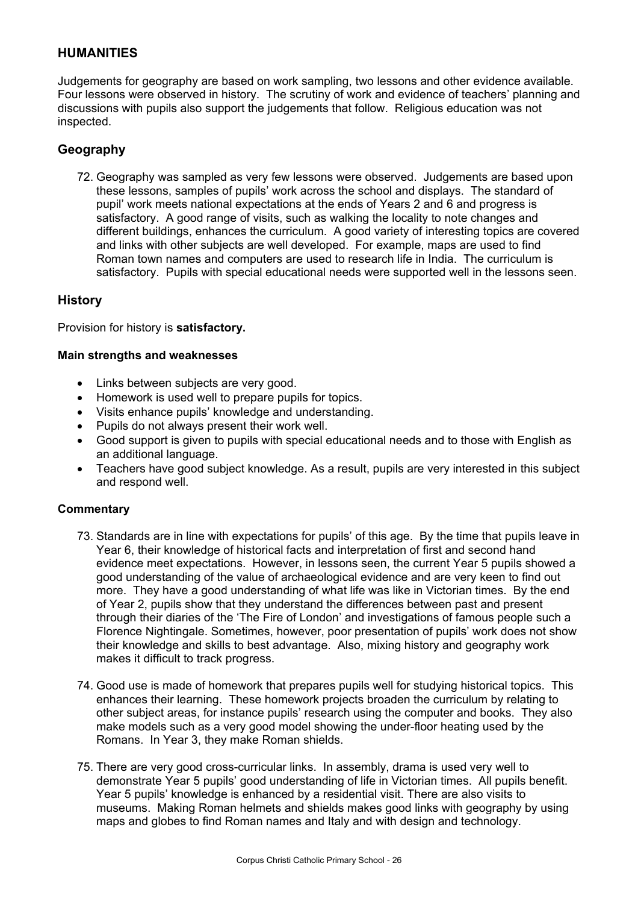## HUMANITIES

Judgements for geography are based on work sampling, two lessons and other evidence available. Four lessons were observed in history. The scrutiny of work and evidence of teachers' planning and discussions with pupils also support the judgements that follow. Religious education was not inspected.

### Geography

72. Geography was sampled as very few lessons were observed. Judgements are based upon these lessons, samples of pupils' work across the school and displays. The standard of pupil' work meets national expectations at the ends of Years 2 and 6 and progress is satisfactory. A good range of visits, such as walking the locality to note changes and different buildings, enhances the curriculum. A good variety of interesting topics are covered and links with other subjects are well developed. For example, maps are used to find Roman town names and computers are used to research life in India. The curriculum is satisfactory. Pupils with special educational needs were supported well in the lessons seen.

### History

Provision for history is **satisfactory.**

#### Main strengths and weaknesses

- Links between subjects are very good.
- Homework is used well to prepare pupils for topics.
- Visits enhance pupils' knowledge and understanding.
- Pupils do not always present their work well.
- Good support is given to pupils with special educational needs and to those with English as an additional language.
- Teachers have good subject knowledge. As a result, pupils are very interested in this subject and respond well.

#### Commentary

73. Standards are in line with expectations for pupils' of this age. By the time that pupils leave in Year 6, their knowledge of historical facts and interpretation of first and second hand evidence meet expectations. However, in lessons seen, the current Year 5 pupils showed a good understanding of the value of archaeological evidence and are very keen to find out more. They have a good understanding of what life was like in Victorian times. By the end of Year 2, pupils show that they understand the differences between past and present through their diaries of the 'The Fire of London' and investigations of famous people such a Florence Nightingale. Sometimes, however, poor presentation of pupils' work does not show their knowledge and skills to best advantage. Also, mixing history and geography work makes it difficult to track progress.

74. Good use is made of homework that prepares pupils well for studying historical topics. This enhances their learning. These homework projects broaden the curriculum by relating to other subject areas, for instance pupils' research using the computer and books. They also make models such as a very good model showing the under-floor heating used by the Romans. In Year 3, they make Roman shields.

75. There are very good cross-curricular links. In assembly, drama is used very well to demonstrate Year 5 pupils' good understanding of life in Victorian times. All pupils benefit. Year 5 pupils' knowledge is enhanced by a residential visit. There are also visits to museums. Making Roman helmets and shields makes good links with geography by using maps and globes to find Roman names and Italy and with design and technology.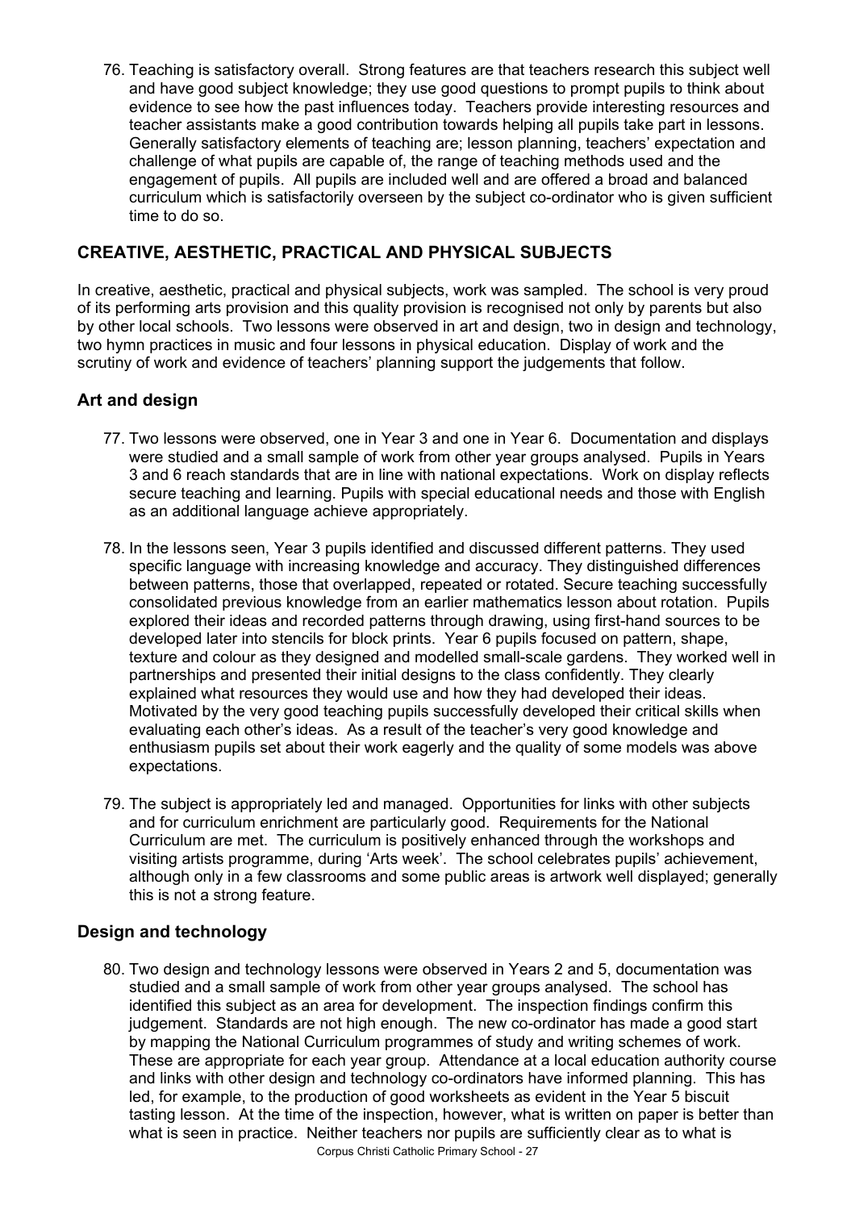76. Teaching is satisfactory overall. Strong features are that teachers research this subject well and have good subject knowledge; they use good questions to prompt pupils to think about evidence to see how the past influences today. Teachers provide interesting resources and teacher assistants make a good contribution towards helping all pupils take part in lessons. Generally satisfactory elements of teaching are; lesson planning, teachers' expectation and challenge of what pupils are capable of, the range of teaching methods used and the engagement of pupils. All pupils are included well and are offered a broad and balanced curriculum which is satisfactorily overseen by the subject co-ordinator who is given sufficient time to do so.

## CREATIVE, AESTHETIC, PRACTICAL AND PHYSICAL SUBJECTS

In creative, aesthetic, practical and physical subjects, work was sampled. The school is very proud of its performing arts provision and this quality provision is recognised not only by parents but also by other local schools. Two lessons were observed in art and design, two in design and technology, two hymn practices in music and four lessons in physical education. Display of work and the scrutiny of work and evidence of teachers' planning support the judgements that follow.

### Art and design

77. Two lessons were observed, one in Year 3 and one in Year 6. Documentation and displays were studied and a small sample of work from other year groups analysed. Pupils in Years 3 and 6 reach standards that are in line with national expectations. Work on display reflects secure teaching and learning. Pupils with special educational needs and those with English as an additional language achieve appropriately.

78. In the lessons seen, Year 3 pupils identified and discussed different patterns. They used specific language with increasing knowledge and accuracy. They distinguished differences between patterns, those that overlapped, repeated or rotated. Secure teaching successfully consolidated previous knowledge from an earlier mathematics lesson about rotation. Pupils explored their ideas and recorded patterns through drawing, using first-hand sources to be developed later into stencils for block prints. Year 6 pupils focused on pattern, shape, texture and colour as they designed and modelled small-scale gardens. They worked well in partnerships and presented their initial designs to the class confidently. They clearly explained what resources they would use and how they had developed their ideas. Motivated by the very good teaching pupils successfully developed their critical skills when evaluating each other's ideas. As a result of the teacher's very good knowledge and enthusiasm pupils set about their work eagerly and the quality of some models was above expectations.

79. The subject is appropriately led and managed. Opportunities for links with other subjects and for curriculum enrichment are particularly good. Requirements for the National Curriculum are met. The curriculum is positively enhanced through the workshops and visiting artists programme, during 'Arts week'. The school celebrates pupils' achievement, although only in a few classrooms and some public areas is artwork well displayed; generally this is not a strong feature.

### Design and technology

80. Two design and technology lessons were observed in Years 2 and 5, documentation was studied and a small sample of work from other year groups analysed. The school has identified this subject as an area for development. The inspection findings confirm this judgement. Standards are not high enough. The new co-ordinator has made a good start by mapping the National Curriculum programmes of study and writing schemes of work. These are appropriate for each year group. Attendance at a local education authority course and links with other design and technology co-ordinators have informed planning. This has led, for example, to the production of good worksheets as evident in the Year 5 biscuit tasting lesson. At the time of the inspection, however, what is written on paper is better than what is seen in practice. Neither teachers nor pupils are sufficiently clear as to what is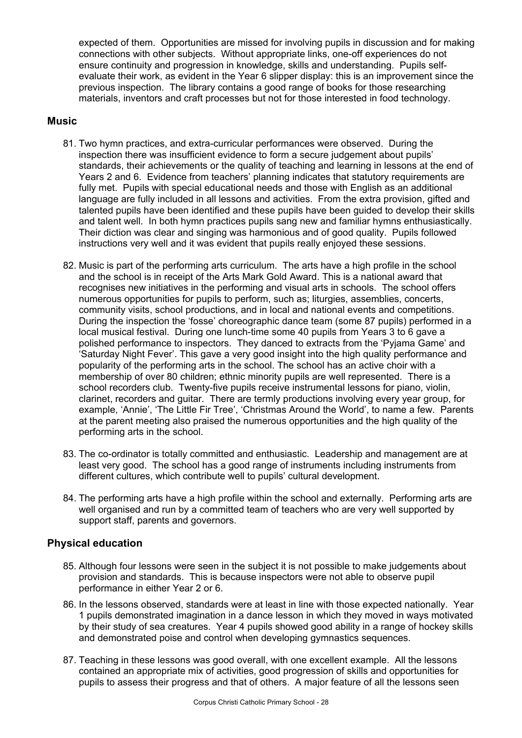expected of them. Opportunities are missed for involving pupils in discussion and for making connections with other subjects. Without appropriate links, one-off experiences do not ensure continuity and progression in knowledge, skills and understanding. Pupils self-evaluate their work, as evident in the Year 6 slipper display: this is an improvement since the previous inspection. The library contains a good range of books for those researching materials, inventors and craft processes but not for those interested in food technology.

## Music

81. Two hymn practices, and extra-curricular performances were observed. During the inspection there was insufficient evidence to form a secure judgement about pupils' standards, their achievements or the quality of teaching and learning in lessons at the end of Years 2 and 6. Evidence from teachers' planning indicates that statutory requirements are fully met. Pupils with special educational needs and those with English as an additional language are fully included in all lessons and activities. From the extra provision, gifted and talented pupils have been identified and these pupils have been guided to develop their skills and talent well. In both hymn practices pupils sang new and familiar hymns enthusiastically. Their diction was clear and singing was harmonious and of good quality. Pupils followed instructions very well and it was evident that pupils really enjoyed these sessions.

82. Music is part of the performing arts curriculum. The arts have a high profile in the school and the school is in receipt of the Arts Mark Gold Award. This is a national award that recognises new initiatives in the performing and visual arts in schools. The school offers numerous opportunities for pupils to perform, such as; liturgies, assemblies, concerts, community visits, school productions, and in local and national events and competitions. During the inspection the 'fosse' choreographic dance team (some 87 pupils) performed in a local musical festival. During one lunch-time some 40 pupils from Years 3 to 6 gave a polished performance to inspectors. They danced to extracts from the 'Pyjama Game' and 'Saturday Night Fever'. This gave a very good insight into the high quality performance and popularity of the performing arts in the school. The school has an active choir with a membership of over 80 children; ethnic minority pupils are well represented. There is a school recorders club. Twenty-five pupils receive instrumental lessons for piano, violin, clarinet, recorders and guitar. There are termly productions involving every year group, for example, 'Annie', 'The Little Fir Tree', 'Christmas Around the World', to name a few. Parents at the parent meeting also praised the numerous opportunities and the high quality of the performing arts in the school.

83. The co-ordinator is totally committed and enthusiastic. Leadership and management are at least very good. The school has a good range of instruments including instruments from different cultures, which contribute well to pupils' cultural development.

84. The performing arts have a high profile within the school and externally. Performing arts are well organised and run by a committed team of teachers who are very well supported by support staff, parents and governors.

## Physical education

85. Although four lessons were seen in the subject it is not possible to make judgements about provision and standards. This is because inspectors were not able to observe pupil performance in either Year 2 or 6.

86. In the lessons observed, standards were at least in line with those expected nationally. Year 1 pupils demonstrated imagination in a dance lesson in which they moved in ways motivated by their study of sea creatures. Year 4 pupils showed good ability in a range of hockey skills and demonstrated poise and control when developing gymnastics sequences.

87. Teaching in these lessons was good overall, with one excellent example. All the lessons contained an appropriate mix of activities, good progression of skills and opportunities for pupils to assess their progress and that of others. A major feature of all the lessons seen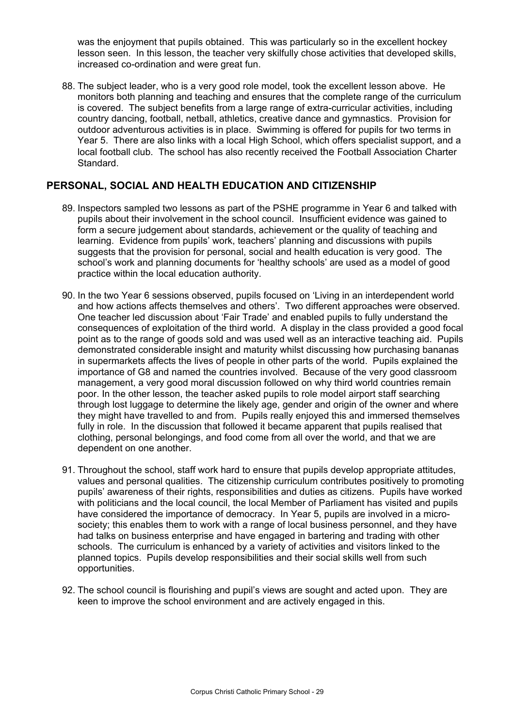was the enjoyment that pupils obtained. This was particularly so in the excellent hockey lesson seen. In this lesson, the teacher very skilfully chose activities that developed skills, increased co-ordination and were great fun.

88. The subject leader, who is a very good role model, took the excellent lesson above. He monitors both planning and teaching and ensures that the complete range of the curriculum is covered. The subject benefits from a large range of extra-curricular activities, including country dancing, football, netball, athletics, creative dance and gymnastics. Provision for outdoor adventurous activities is in place. Swimming is offered for pupils for two terms in Year 5. There are also links with a local High School, which offers specialist support, and a local football club. The school has also recently received the Football Association Charter Standard.

## PERSONAL, SOCIAL AND HEALTH EDUCATION AND CITIZENSHIP

89. Inspectors sampled two lessons as part of the PSHE programme in Year 6 and talked with pupils about their involvement in the school council. Insufficient evidence was gained to form a secure judgement about standards, achievement or the quality of teaching and learning. Evidence from pupils' work, teachers' planning and discussions with pupils suggests that the provision for personal, social and health education is very good. The school's work and planning documents for 'healthy schools' are used as a model of good practice within the local education authority.

90. In the two Year 6 sessions observed, pupils focused on 'Living in an interdependent world and how actions affects themselves and others'. Two different approaches were observed. One teacher led discussion about 'Fair Trade' and enabled pupils to fully understand the consequences of exploitation of the third world. A display in the class provided a good focal point as to the range of goods sold and was used well as an interactive teaching aid. Pupils demonstrated considerable insight and maturity whilst discussing how purchasing bananas in supermarkets affects the lives of people in other parts of the world. Pupils explained the importance of G8 and named the countries involved. Because of the very good classroom management, a very good moral discussion followed on why third world countries remain poor. In the other lesson, the teacher asked pupils to role model airport staff searching through lost luggage to determine the likely age, gender and origin of the owner and where they might have travelled to and from. Pupils really enjoyed this and immersed themselves fully in role. In the discussion that followed it became apparent that pupils realised that clothing, personal belongings, and food come from all over the world, and that we are dependent on one another.

91. Throughout the school, staff work hard to ensure that pupils develop appropriate attitudes, values and personal qualities. The citizenship curriculum contributes positively to promoting pupils' awareness of their rights, responsibilities and duties as citizens. Pupils have worked with politicians and the local council, the local Member of Parliament has visited and pupils have considered the importance of democracy. In Year 5, pupils are involved in a micro-society; this enables them to work with a range of local business personnel, and they have had talks on business enterprise and have engaged in bartering and trading with other schools. The curriculum is enhanced by a variety of activities and visitors linked to the planned topics. Pupils develop responsibilities and their social skills well from such opportunities.

92. The school council is flourishing and pupil's views are sought and acted upon. They are keen to improve the school environment and are actively engaged in this.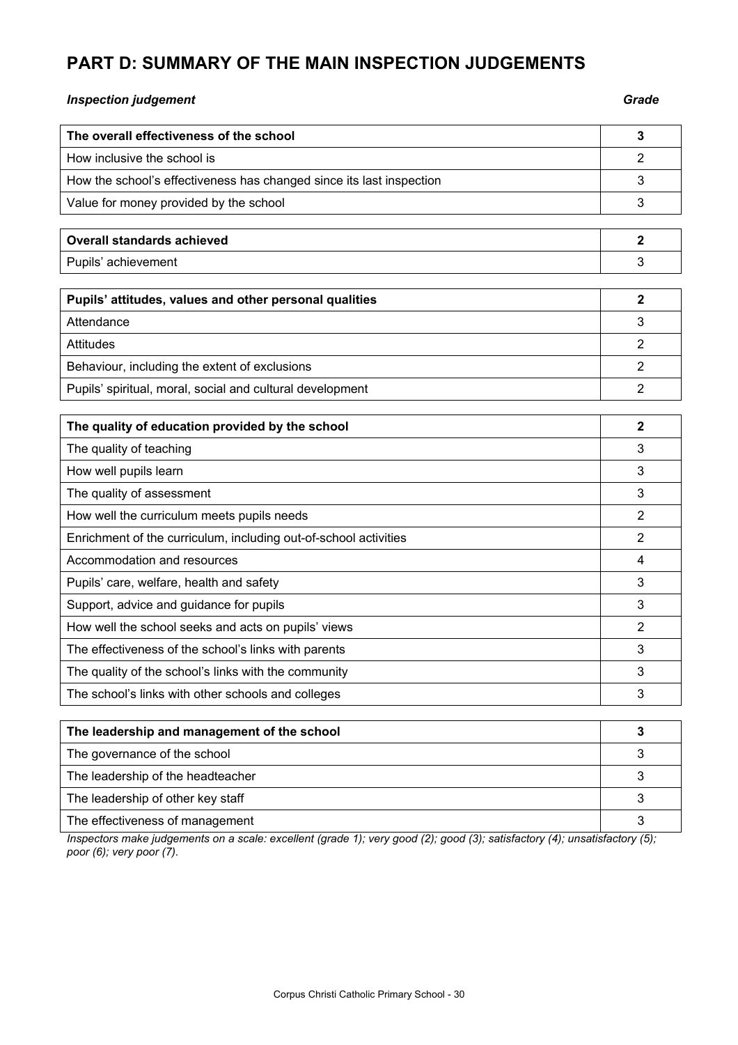# PART D: SUMMARY OF THE MAIN INSPECTION JUDGEMENTS

| *Inspection judgement* | *Grade* |
|---|---|
| **The overall effectiveness of the school** | **3** |
| How inclusive the school is | 2 |
| How the school's effectiveness has changed since its last inspection | 3 |
| Value for money provided by the school | 3 |
| **Overall standards achieved** | **2** |
| Pupils' achievement | 3 |
| **Pupils' attitudes, values and other personal qualities** | **2** |
| Attendance | 3 |
| Attitudes | 2 |
| Behaviour, including the extent of exclusions | 2 |
| Pupils' spiritual, moral, social and cultural development | 2 |
| **The quality of education provided by the school** | **2** |
| The quality of teaching | 3 |
| How well pupils learn | 3 |
| The quality of assessment | 3 |
| How well the curriculum meets pupils needs | 2 |
| Enrichment of the curriculum, including out-of-school activities | 2 |
| Accommodation and resources | 4 |
| Pupils' care, welfare, health and safety | 3 |
| Support, advice and guidance for pupils | 3 |
| How well the school seeks and acts on pupils' views | 2 |
| The effectiveness of the school's links with parents | 3 |
| The quality of the school's links with the community | 3 |
| The school's links with other schools and colleges | 3 |
| **The leadership and management of the school** | **3** |
| The governance of the school | 3 |
| The leadership of the headteacher | 3 |
| The leadership of other key staff | 3 |
| The effectiveness of management | 3 |

*Inspectors make judgements on a scale: excellent (grade 1); very good (2); good (3); satisfactory (4); unsatisfactory (5); poor (6); very poor (7).*